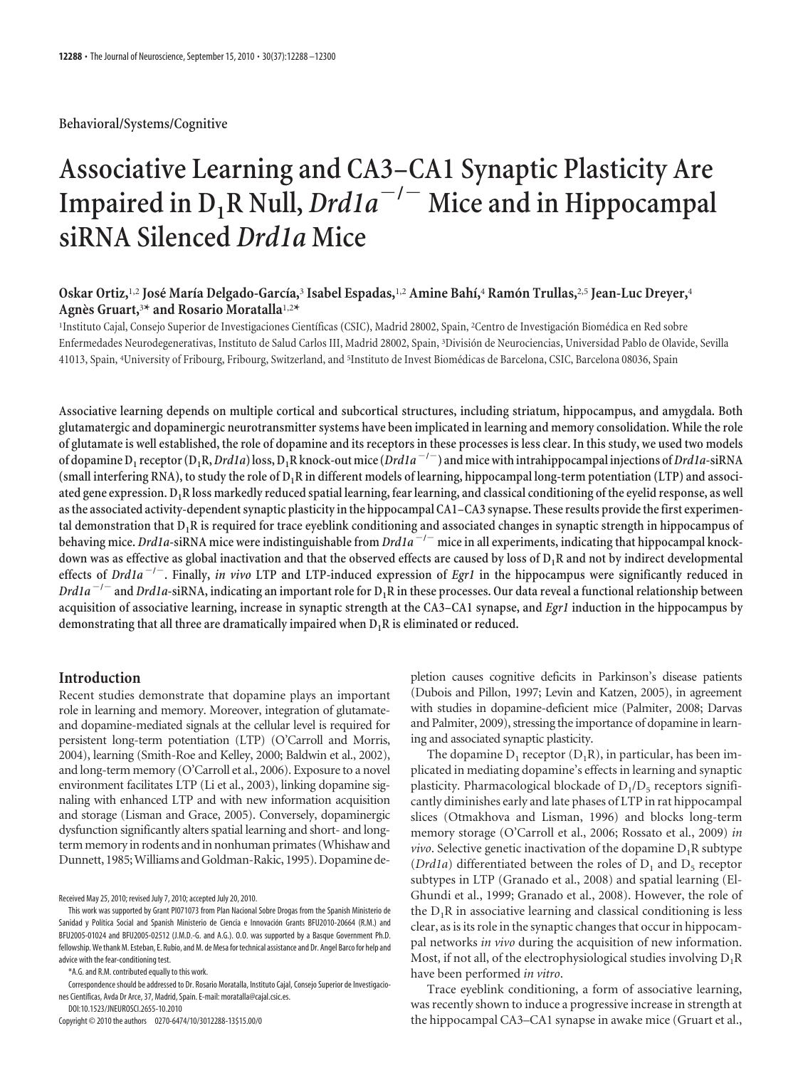Behavioral/Systems/Cognitive

# Associative Learning and CA3–CA1 Synaptic Plasticity Are Impaired in $D_1R$ Null, *Drd1a*$^{-/-}$ Mice and in Hippocampal siRNA Silenced *Drd1a* Mice

**Oskar Ortiz,[1,2] José María Delgado-García,[3] Isabel Espadas,[1,2] Amine Bahí,[4] Ramón Trullas,[2,5] Jean-Luc Dreyer,[4] Agnès Gruart,[3]* and Rosario Moratalla[1,2]***

[1]Instituto Cajal, Consejo Superior de Investigaciones Científicas (CSIC), Madrid 28002, Spain, [2]Centro de Investigación Biomédica en Red sobre Enfermedades Neurodegenerativas, Instituto de Salud Carlos III, Madrid 28002, Spain, [3]División de Neurociencias, Universidad Pablo de Olavide, Sevilla 41013, Spain, [4]University of Fribourg, Fribourg, Switzerland, and [5]Instituto de Invest Biomédicas de Barcelona, CSIC, Barcelona 08036, Spain

**Associative learning depends on multiple cortical and subcortical structures, including striatum, hippocampus, and amygdala. Both glutamatergic and dopaminergic neurotransmitter systems have been implicated in learning and memory consolidation. While the role of glutamate is well established, the role of dopamine and its receptors in these processes is less clear. In this study, we used two models of dopamine $D_1$ receptor ($D_1R$, *Drd1a*) loss, $D_1R$ knock-out mice (*Drd1a*$^{-/-}$) and mice with intrahippocampal injections of *Drd1a*-siRNA (small interfering RNA), to study the role of $D_1R$ in different models of learning, hippocampal long-term potentiation (LTP) and associated gene expression. $D_1R$ loss markedly reduced spatial learning, fear learning, and classical conditioning of the eyelid response, as well as the associated activity-dependent synaptic plasticity in the hippocampal CA1–CA3 synapse. These results provide the first experimental demonstration that $D_1R$ is required for trace eyeblink conditioning and associated changes in synaptic strength in hippocampus of behaving mice. *Drd1a*-siRNA mice were indistinguishable from *Drd1a*$^{-/-}$ mice in all experiments, indicating that hippocampal knockdown was as effective as global inactivation and that the observed effects are caused by loss of $D_1R$ and not by indirect developmental effects of *Drd1a*$^{-/-}$. Finally, *in vivo* LTP and LTP-induced expression of *Egr1* in the hippocampus were significantly reduced in *Drd1a*$^{-/-}$ and *Drd1a*-siRNA, indicating an important role for $D_1R$ in these processes. Our data reveal a functional relationship between acquisition of associative learning, increase in synaptic strength at the CA3–CA1 synapse, and *Egr1* induction in the hippocampus by demonstrating that all three are dramatically impaired when $D_1R$ is eliminated or reduced.**

## Introduction

Recent studies demonstrate that dopamine plays an important role in learning and memory. Moreover, integration of glutamate- and dopamine-mediated signals at the cellular level is required for persistent long-term potentiation (LTP) (O'Carroll and Morris, 2004), learning (Smith-Roe and Kelley, 2000; Baldwin et al., 2002), and long-term memory (O'Carroll et al., 2006). Exposure to a novel environment facilitates LTP (Li et al., 2003), linking dopamine signaling with enhanced LTP and with new information acquisition and storage (Lisman and Grace, 2005). Conversely, dopaminergic dysfunction significantly alters spatial learning and short- and long-term memory in rodents and in nonhuman primates (Whishaw and Dunnett, 1985; Williams and Goldman-Rakic, 1995). Dopamine depletion causes cognitive deficits in Parkinson's disease patients (Dubois and Pillon, 1997; Levin and Katzen, 2005), in agreement with studies in dopamine-deficient mice (Palmiter, 2008; Darvas and Palmiter, 2009), stressing the importance of dopamine in learning and associated synaptic plasticity.

The dopamine $D_1$ receptor ($D_1R$), in particular, has been implicated in mediating dopamine's effects in learning and synaptic plasticity. Pharmacological blockade of $D_1/D_5$ receptors significantly diminishes early and late phases of LTP in rat hippocampal slices (Otmakhova and Lisman, 1996) and blocks long-term memory storage (O'Carroll et al., 2006; Rossato et al., 2009) *in vivo*. Selective genetic inactivation of the dopamine $D_1R$ subtype (*Drd1a*) differentiated between the roles of $D_1$ and $D_5$ receptor subtypes in LTP (Granado et al., 2008) and spatial learning (El-Ghundi et al., 1999; Granado et al., 2008). However, the role of the $D_1R$ in associative learning and classical conditioning is less clear, as is its role in the synaptic changes that occur in hippocampal networks *in vivo* during the acquisition of new information. Most, if not all, of the electrophysiological studies involving $D_1R$ have been performed *in vitro*.

Trace eyeblink conditioning, a form of associative learning, was recently shown to induce a progressive increase in strength at the hippocampal CA3–CA1 synapse in awake mice (Gruart et al.,

Received May 25, 2010; revised July 7, 2010; accepted July 20, 2010.

This work was supported by Grant PI071073 from Plan Nacional Sobre Drogas from the Spanish Ministerio de Sanidad y Política Social and Spanish Ministerio de Ciencia e Innovación Grants BFU2010-20664 (R.M.) and BFU2005-01024 and BFU2005-02512 (J.M.D.-G. and A.G.). O.O. was supported by a Basque Government Ph.D. fellowship. We thank M. Esteban, E. Rubio, and M. de Mesa for technical assistance and Dr. Angel Barco for help and advice with the fear-conditioning test.

*A.G. and R.M. contributed equally to this work.

Correspondence should be addressed to Dr. Rosario Moratalla, Instituto Cajal, Consejo Superior de Investigaciones Científicas, Avda Dr Arce, 37, Madrid, Spain. E-mail: moratalla@cajal.csic.es.

DOI:10.1523/JNEUROSCI.2655-10.2010

Copyright © 2010 the authors 0270-6474/10/3012288-13$15.00/0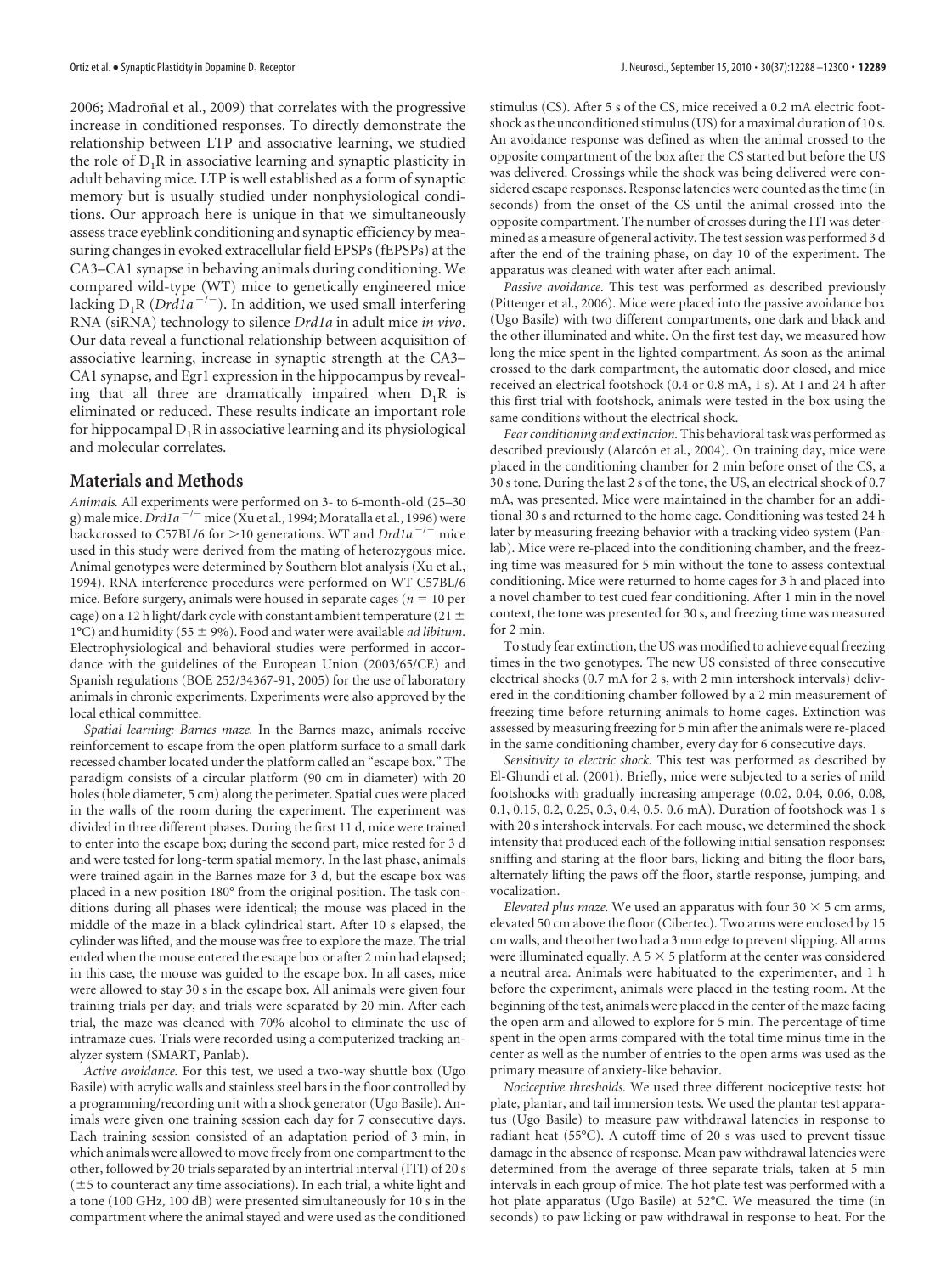2006; Madroñal et al., 2009) that correlates with the progressive increase in conditioned responses. To directly demonstrate the relationship between LTP and associative learning, we studied the role of $D_1R$ in associative learning and synaptic plasticity in adult behaving mice. LTP is well established as a form of synaptic memory but is usually studied under nonphysiological conditions. Our approach here is unique in that we simultaneously assess trace eyeblink conditioning and synaptic efficiency by measuring changes in evoked extracellular field EPSPs (fEPSPs) at the CA3–CA1 synapse in behaving animals during conditioning. We compared wild-type (WT) mice to genetically engineered mice lacking $D_1R$ (*Drd1a*$^{-/-}$). In addition, we used small interfering RNA (siRNA) technology to silence *Drd1a* in adult mice *in vivo*. Our data reveal a functional relationship between acquisition of associative learning, increase in synaptic strength at the CA3–CA1 synapse, and Egr1 expression in the hippocampus by revealing that all three are dramatically impaired when $D_1R$ is eliminated or reduced. These results indicate an important role for hippocampal $D_1R$ in associative learning and its physiological and molecular correlates.

## Materials and Methods

*Animals.* All experiments were performed on 3- to 6-month-old (25–30 g) male mice. *Drd1a*$^{-/-}$ mice (Xu et al., 1994; Moratalla et al., 1996) were backcrossed to C57BL/6 for >10 generations. WT and *Drd1a*$^{-/-}$ mice used in this study were derived from the mating of heterozygous mice. Animal genotypes were determined by Southern blot analysis (Xu et al., 1994). RNA interference procedures were performed on WT C57BL/6 mice. Before surgery, animals were housed in separate cages ($n = 10$ per cage) on a 12 h light/dark cycle with constant ambient temperature (21 ± 1°C) and humidity (55 ± 9%). Food and water were available *ad libitum*. Electrophysiological and behavioral studies were performed in accordance with the guidelines of the European Union (2003/65/CE) and Spanish regulations (BOE 252/34367-91, 2005) for the use of laboratory animals in chronic experiments. Experiments were also approved by the local ethical committee.

*Spatial learning: Barnes maze.* In the Barnes maze, animals receive reinforcement to escape from the open platform surface to a small dark recessed chamber located under the platform called an "escape box." The paradigm consists of a circular platform (90 cm in diameter) with 20 holes (hole diameter, 5 cm) along the perimeter. Spatial cues were placed in the walls of the room during the experiment. The experiment was divided in three different phases. During the first 11 d, mice were trained to enter into the escape box; during the second part, mice rested for 3 d and were tested for long-term spatial memory. In the last phase, animals were trained again in the Barnes maze for 3 d, but the escape box was placed in a new position 180° from the original position. The task conditions during all phases were identical; the mouse was placed in the middle of the maze in a black cylindrical start. After 10 s elapsed, the cylinder was lifted, and the mouse was free to explore the maze. The trial ended when the mouse entered the escape box or after 2 min had elapsed; in this case, the mouse was guided to the escape box. In all cases, mice were allowed to stay 30 s in the escape box. All animals were given four training trials per day, and trials were separated by 20 min. After each trial, the maze was cleaned with 70% alcohol to eliminate the use of intramaze cues. Trials were recorded using a computerized tracking analyzer system (SMART, Panlab).

*Active avoidance.* For this test, we used a two-way shuttle box (Ugo Basile) with acrylic walls and stainless steel bars in the floor controlled by a programming/recording unit with a shock generator (Ugo Basile). Animals were given one training session each day for 7 consecutive days. Each training session consisted of an adaptation period of 3 min, in which animals were allowed to move freely from one compartment to the other, followed by 20 trials separated by an intertrial interval (ITI) of 20 s (±5 to counteract any time associations). In each trial, a white light and a tone (100 GHz, 100 dB) were presented simultaneously for 10 s in the compartment where the animal stayed and were used as the conditioned stimulus (CS). After 5 s of the CS, mice received a 0.2 mA electric footshock as the unconditioned stimulus (US) for a maximal duration of 10 s. An avoidance response was defined as when the animal crossed to the opposite compartment of the box after the CS started but before the US was delivered. Crossings while the shock was being delivered were considered escape responses. Response latencies were counted as the time (in seconds) from the onset of the CS until the animal crossed into the opposite compartment. The number of crosses during the ITI was determined as a measure of general activity. The test session was performed 3 d after the end of the training phase, on day 10 of the experiment. The apparatus was cleaned with water after each animal.

*Passive avoidance.* This test was performed as described previously (Pittenger et al., 2006). Mice were placed into the passive avoidance box (Ugo Basile) with two different compartments, one dark and black and the other illuminated and white. On the first test day, we measured how long the mice spent in the lighted compartment. As soon as the animal crossed to the dark compartment, the automatic door closed, and mice received an electrical footshock (0.4 or 0.8 mA, 1 s). At 1 and 24 h after this first trial with footshock, animals were tested in the box using the same conditions without the electrical shock.

*Fear conditioning and extinction.* This behavioral task was performed as described previously (Alarcón et al., 2004). On training day, mice were placed in the conditioning chamber for 2 min before onset of the CS, a 30 s tone. During the last 2 s of the tone, the US, an electrical shock of 0.7 mA, was presented. Mice were maintained in the chamber for an additional 30 s and returned to the home cage. Conditioning was tested 24 h later by measuring freezing behavior with a tracking video system (Panlab). Mice were re-placed into the conditioning chamber, and the freezing time was measured for 5 min without the tone to assess contextual conditioning. Mice were returned to home cages for 3 h and placed into a novel chamber to test cued fear conditioning. After 1 min in the novel context, the tone was presented for 30 s, and freezing time was measured for 2 min.

To study fear extinction, the US was modified to achieve equal freezing times in the two genotypes. The new US consisted of three consecutive electrical shocks (0.7 mA for 2 s, with 2 min intershock intervals) delivered in the conditioning chamber followed by a 2 min measurement of freezing time before returning animals to home cages. Extinction was assessed by measuring freezing for 5 min after the animals were re-placed in the same conditioning chamber, every day for 6 consecutive days.

*Sensitivity to electric shock.* This test was performed as described by El-Ghundi et al. (2001). Briefly, mice were subjected to a series of mild footshocks with gradually increasing amperage (0.02, 0.04, 0.06, 0.08, 0.1, 0.15, 0.2, 0.25, 0.3, 0.4, 0.5, 0.6 mA). Duration of footshock was 1 s with 20 s intershock intervals. For each mouse, we determined the shock intensity that produced each of the following initial sensation responses: sniffing and staring at the floor bars, licking and biting the floor bars, alternately lifting the paws off the floor, startle response, jumping, and vocalization.

*Elevated plus maze.* We used an apparatus with four 30 × 5 cm arms, elevated 50 cm above the floor (Cibertec). Two arms were enclosed by 15 cm walls, and the other two had a 3 mm edge to prevent slipping. All arms were illuminated equally. A 5 × 5 platform at the center was considered a neutral area. Animals were habituated to the experimenter, and 1 h before the experiment, animals were placed in the testing room. At the beginning of the test, animals were placed in the center of the maze facing the open arm and allowed to explore for 5 min. The percentage of time spent in the open arms compared with the total time minus time in the center as well as the number of entries to the open arms was used as the primary measure of anxiety-like behavior.

*Nociceptive thresholds.* We used three different nociceptive tests: hot plate, plantar, and tail immersion tests. We used the plantar test apparatus (Ugo Basile) to measure paw withdrawal latencies in response to radiant heat (55°C). A cutoff time of 20 s was used to prevent tissue damage in the absence of response. Mean paw withdrawal latencies were determined from the average of three separate trials, taken at 5 min intervals in each group of mice. The hot plate test was performed with a hot plate apparatus (Ugo Basile) at 52°C. We measured the time (in seconds) to paw licking or paw withdrawal in response to heat. For the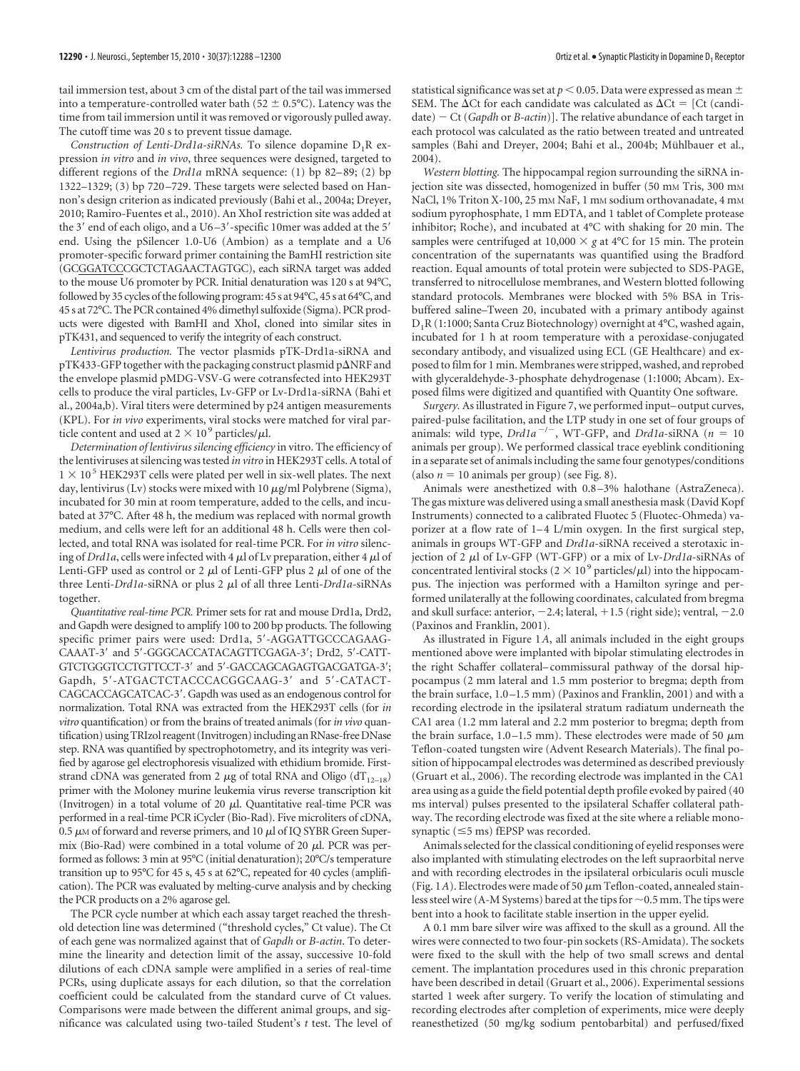tail immersion test, about 3 cm of the distal part of the tail was immersed into a temperature-controlled water bath (52 ± 0.5°C). Latency was the time from tail immersion until it was removed or vigorously pulled away. The cutoff time was 20 s to prevent tissue damage.

*Construction of Lenti-Drd1a-siRNAs.* To silence dopamine $D_1R$ expression *in vitro* and *in vivo*, three sequences were designed, targeted to different regions of the *Drd1a* mRNA sequence: (1) bp 82–89; (2) bp 1322–1329; (3) bp 720–729. These targets were selected based on Hannon's design criterion as indicated previously (Bahi et al., 2004a; Dreyer, 2010; Ramiro-Fuentes et al., 2010). An XhoI restriction site was added at the 3′ end of each oligo, and a U6–3′-specific 10mer was added at the 5′ end. Using the pSilencer 1.0-U6 (Ambion) as a template and a U6 promoter-specific forward primer containing the BamHI restriction site (GCGGATCCCGCTCTAGAACTAGTGC), each siRNA target was added to the mouse U6 promoter by PCR. Initial denaturation was 120 s at 94°C, followed by 35 cycles of the following program: 45 s at 94°C, 45 s at 64°C, and 45 s at 72°C. The PCR contained 4% dimethyl sulfoxide (Sigma). PCR products were digested with BamHI and XhoI, cloned into similar sites in pTK431, and sequenced to verify the integrity of each construct.

*Lentivirus production.* The vector plasmids pTK-Drd1a-siRNA and pTK433-GFP together with the packaging construct plasmid pΔNRF and the envelope plasmid pMDG-VSV-G were cotransfected into HEK293T cells to produce the viral particles, Lv-GFP or Lv-Drd1a-siRNA (Bahi et al., 2004a,b). Viral titers were determined by p24 antigen measurements (KPL). For *in vivo* experiments, viral stocks were matched for viral particle content and used at $2 \times 10^9$ particles/μl.

*Determination of lentivirus silencing efficiency* in vitro. The efficiency of the lentiviruses at silencing was tested *in vitro* in HEK293T cells. A total of $1 \times 10^5$ HEK293T cells were plated per well in six-well plates. The next day, lentivirus (Lv) stocks were mixed with 10 μg/ml Polybrene (Sigma), incubated for 30 min at room temperature, added to the cells, and incubated at 37°C. After 48 h, the medium was replaced with normal growth medium, and cells were left for an additional 48 h. Cells were then collected, and total RNA was isolated for real-time PCR. For *in vitro* silencing of *Drd1a*, cells were infected with 4 μl of Lv preparation, either 4 μl of Lenti-GFP used as control or 2 μl of Lenti-GFP plus 2 μl of one of the three Lenti-*Drd1a*-siRNA or plus 2 μl of all three Lenti-*Drd1a*-siRNAs together.

*Quantitative real-time PCR.* Primer sets for rat and mouse Drd1a, Drd2, and Gapdh were designed to amplify 100 to 200 bp products. The following specific primer pairs were used: Drd1a, 5′-AGGATTGCCCAGAAGCAAAT-3′ and 5′-GGGCACCATACAGTTCGAGA-3′; Drd2, 5′-CATTGTCTGGGTCCTGTTCCT-3′ and 5′-GACCAGCAGAGTGACGATGA-3′; Gapdh, 5′-ATGACTCTACCCACGGCAAG-3′ and 5′-CATACTCAGCACCAGCATCAC-3′. Gapdh was used as an endogenous control for normalization. Total RNA was extracted from the HEK293T cells (for *in vitro* quantification) or from the brains of treated animals (for *in vivo* quantification) using TRIzol reagent (Invitrogen) including an RNase-free DNase step. RNA was quantified by spectrophotometry, and its integrity was verified by agarose gel electrophoresis visualized with ethidium bromide. First-strand cDNA was generated from 2 μg of total RNA and Oligo ($dT_{12-18}$) primer with the Moloney murine leukemia virus reverse transcription kit (Invitrogen) in a total volume of 20 μl. Quantitative real-time PCR was performed in a real-time PCR iCycler (Bio-Rad). Five microliters of cDNA, 0.5 μM of forward and reverse primers, and 10 μl of IQ SYBR Green Supermix (Bio-Rad) were combined in a total volume of 20 μl. PCR was performed as follows: 3 min at 95°C (initial denaturation); 20°C/s temperature transition up to 95°C for 45 s, 45 s at 62°C, repeated for 40 cycles (amplification). The PCR was evaluated by melting-curve analysis and by checking the PCR products on a 2% agarose gel.

The PCR cycle number at which each assay target reached the threshold detection line was determined ("threshold cycles," Ct value). The Ct of each gene was normalized against that of *Gapdh* or *B-actin*. To determine the linearity and detection limit of the assay, successive 10-fold dilutions of each cDNA sample were amplified in a series of real-time PCRs, using duplicate assays for each dilution, so that the correlation coefficient could be calculated from the standard curve of Ct values. Comparisons were made between the different animal groups, and significance was calculated using two-tailed Student's *t* test. The level of statistical significance was set at $p < 0.05$. Data were expressed as mean ± SEM. The ΔCt for each candidate was calculated as ΔCt = [Ct (candidate) − Ct (*Gapdh* or *B-actin*)]. The relative abundance of each target in each protocol was calculated as the ratio between treated and untreated samples (Bahi and Dreyer, 2004; Bahi et al., 2004b; Mühlbauer et al., 2004).

*Western blotting.* The hippocampal region surrounding the siRNA injection site was dissected, homogenized in buffer (50 mM Tris, 300 mM NaCl, 1% Triton X-100, 25 mM NaF, 1 mM sodium orthovanadate, 4 mM sodium pyrophosphate, 1 mM EDTA, and 1 tablet of Complete protease inhibitor; Roche), and incubated at 4°C with shaking for 20 min. The samples were centrifuged at 10,000 × *g* at 4°C for 15 min. The protein concentration of the supernatants was quantified using the Bradford reaction. Equal amounts of total protein were subjected to SDS-PAGE, transferred to nitrocellulose membranes, and Western blotted following standard protocols. Membranes were blocked with 5% BSA in Tris-buffered saline–Tween 20, incubated with a primary antibody against $D_1R$ (1:1000; Santa Cruz Biotechnology) overnight at 4°C, washed again, incubated for 1 h at room temperature with a peroxidase-conjugated secondary antibody, and visualized using ECL (GE Healthcare) and exposed to film for 1 min. Membranes were stripped, washed, and reprobed with glyceraldehyde-3-phosphate dehydrogenase (1:1000; Abcam). Exposed films were digitized and quantified with Quantity One software.

*Surgery.* As illustrated in Figure 7, we performed input–output curves, paired-pulse facilitation, and the LTP study in one set of four groups of animals: wild type, *Drd1a*$^{-/-}$, WT-GFP, and *Drd1a*-siRNA ($n = 10$ animals per group). We performed classical trace eyeblink conditioning in a separate set of animals including the same four genotypes/conditions (also $n = 10$ animals per group) (see Fig. 8).

Animals were anesthetized with 0.8–3% halothane (AstraZeneca). The gas mixture was delivered using a small anesthesia mask (David Kopf Instruments) connected to a calibrated Fluotec 5 (Fluotec-Ohmeda) vaporizer at a flow rate of 1–4 L/min oxygen. In the first surgical step, animals in groups WT-GFP and *Drd1a*-siRNA received a sterotaxic injection of 2 μl of Lv-GFP (WT-GFP) or a mix of Lv-*Drd1a*-siRNAs of concentrated lentiviral stocks ($2 \times 10^9$ particles/μl) into the hippocampus. The injection was performed with a Hamilton syringe and performed unilaterally at the following coordinates, calculated from bregma and skull surface: anterior, −2.4; lateral, +1.5 (right side); ventral, −2.0 (Paxinos and Franklin, 2001).

As illustrated in Figure 1*A*, all animals included in the eight groups mentioned above were implanted with bipolar stimulating electrodes in the right Schaffer collateral–commissural pathway of the dorsal hippocampus (2 mm lateral and 1.5 mm posterior to bregma; depth from the brain surface, 1.0–1.5 mm) (Paxinos and Franklin, 2001) and with a recording electrode in the ipsilateral stratum radiatum underneath the CA1 area (1.2 mm lateral and 2.2 mm posterior to bregma; depth from the brain surface, 1.0–1.5 mm). These electrodes were made of 50 μm Teflon-coated tungsten wire (Advent Research Materials). The final position of hippocampal electrodes was determined as described previously (Gruart et al., 2006). The recording electrode was implanted in the CA1 area using as a guide the field potential depth profile evoked by paired (40 ms interval) pulses presented to the ipsilateral Schaffer collateral pathway. The recording electrode was fixed at the site where a reliable monosynaptic (≤5 ms) fEPSP was recorded.

Animals selected for the classical conditioning of eyelid responses were also implanted with stimulating electrodes on the left supraorbital nerve and with recording electrodes in the ipsilateral orbicularis oculi muscle (Fig. 1*A*). Electrodes were made of 50 μm Teflon-coated, annealed stainless steel wire (A-M Systems) bared at the tips for ~0.5 mm. The tips were bent into a hook to facilitate stable insertion in the upper eyelid.

A 0.1 mm bare silver wire was affixed to the skull as a ground. All the wires were connected to two four-pin sockets (RS-Amidata). The sockets were fixed to the skull with the help of two small screws and dental cement. The implantation procedures used in this chronic preparation have been described in detail (Gruart et al., 2006). Experimental sessions started 1 week after surgery. To verify the location of stimulating and recording electrodes after completion of experiments, mice were deeply reanesthetized (50 mg/kg sodium pentobarbital) and perfused/fixed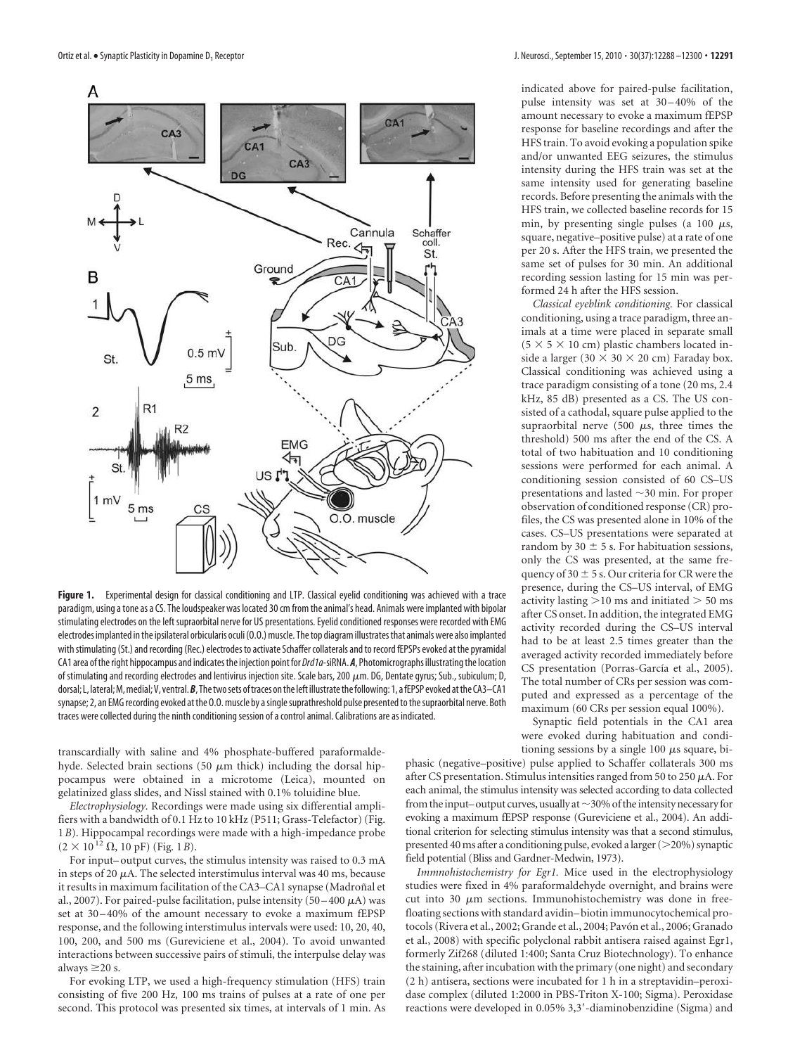**Figure 1.** Experimental design for classical conditioning and LTP. Classical eyelid conditioning was achieved with a trace paradigm, using a tone as a CS. The loudspeaker was located 30 cm from the animal's head. Animals were implanted with bipolar stimulating electrodes on the left supraorbital nerve for US presentations. Eyelid conditioned responses were recorded with EMG electrodes implanted in the ipsilateral orbicularis oculi (O.O.) muscle. The top diagram illustrates that animals were also implanted with stimulating (St.) and recording (Rec.) electrodes to activate Schaffer collaterals and to record fEPSPs evoked at the pyramidal CA1 area of the right hippocampus and indicates the injection point for *Drd1a*-siRNA. ***A***, Photomicrographs illustrating the location of stimulating and recording electrodes and lentivirus injection site. Scale bars, 200 $\mu$m. DG, Dentate gyrus; Sub., subiculum; D, dorsal; L, lateral; M, medial; V, ventral. ***B***, The two sets of traces on the left illustrate the following: 1, a fEPSP evoked at the CA3–CA1 synapse; 2, an EMG recording evoked at the O.O. muscle by a single suprathreshold pulse presented to the supraorbital nerve. Both traces were collected during the ninth conditioning session of a control animal. Calibrations are as indicated.

transcardially with saline and 4% phosphate-buffered paraformaldehyde. Selected brain sections (50 $\mu$m thick) including the dorsal hippocampus were obtained in a microtome (Leica), mounted on gelatinized glass slides, and Nissl stained with 0.1% toluidine blue.

*Electrophysiology.* Recordings were made using six differential amplifiers with a bandwidth of 0.1 Hz to 10 kHz (P511; Grass-Telefactor) (Fig. 1*B*). Hippocampal recordings were made with a high-impedance probe ($2 \times 10^{12}$ $\Omega$, 10 pF) (Fig. 1*B*).

For input–output curves, the stimulus intensity was raised to 0.3 mA in steps of 20 $\mu$A. The selected interstimulus interval was 40 ms, because it results in maximum facilitation of the CA3–CA1 synapse (Madroñal et al., 2007). For paired-pulse facilitation, pulse intensity (50–400 $\mu$A) was set at 30–40% of the amount necessary to evoke a maximum fEPSP response, and the following interstimulus intervals were used: 10, 20, 40, 100, 200, and 500 ms (Gureviciene et al., 2004). To avoid unwanted interactions between successive pairs of stimuli, the interpulse delay was always ≥20 s.

For evoking LTP, we used a high-frequency stimulation (HFS) train consisting of five 200 Hz, 100 ms trains of pulses at a rate of one per second. This protocol was presented six times, at intervals of 1 min. As indicated above for paired-pulse facilitation, pulse intensity was set at 30–40% of the amount necessary to evoke a maximum fEPSP response for baseline recordings and after the HFS train. To avoid evoking a population spike and/or unwanted EEG seizures, the stimulus intensity during the HFS train was set at the same intensity used for generating baseline records. Before presenting the animals with the HFS train, we collected baseline records for 15 min, by presenting single pulses (a 100 $\mu$s, square, negative–positive pulse) at a rate of one per 20 s. After the HFS train, we presented the same set of pulses for 30 min. An additional recording session lasting for 15 min was performed 24 h after the HFS session.

*Classical eyeblink conditioning.* For classical conditioning, using a trace paradigm, three animals at a time were placed in separate small ($5 \times 5 \times 10$ cm) plastic chambers located inside a larger ($30 \times 30 \times 20$ cm) Faraday box. Classical conditioning was achieved using a trace paradigm consisting of a tone (20 ms, 2.4 kHz, 85 dB) presented as a CS. The US consisted of a cathodal, square pulse applied to the supraorbital nerve (500 $\mu$s, three times the threshold) 500 ms after the end of the CS. A total of two habituation and 10 conditioning sessions were performed for each animal. A conditioning session consisted of 60 CS–US presentations and lasted ~30 min. For proper observation of conditioned response (CR) profiles, the CS was presented alone in 10% of the cases. CS–US presentations were separated at random by 30 ± 5 s. For habituation sessions, only the CS was presented, at the same frequency of 30 ± 5 s. Our criteria for CR were the presence, during the CS–US interval, of EMG activity lasting >10 ms and initiated > 50 ms after CS onset. In addition, the integrated EMG activity recorded during the CS–US interval had to be at least 2.5 times greater than the averaged activity recorded immediately before CS presentation (Porras-García et al., 2005). The total number of CRs per session was computed and expressed as a percentage of the maximum (60 CRs per session equal 100%).

Synaptic field potentials in the CA1 area were evoked during habituation and conditioning sessions by a single 100 $\mu$s square, biphasic (negative–positive) pulse applied to Schaffer collaterals 300 ms after CS presentation. Stimulus intensities ranged from 50 to 250 $\mu$A. For each animal, the stimulus intensity was selected according to data collected from the input–output curves, usually at ~30% of the intensity necessary for evoking a maximum fEPSP response (Gureviciene et al., 2004). An additional criterion for selecting stimulus intensity was that a second stimulus, presented 40 ms after a conditioning pulse, evoked a larger (>20%) synaptic field potential (Bliss and Gardner-Medwin, 1973).

*Immnohistochemistry for Egr1.* Mice used in the electrophysiology studies were fixed in 4% paraformaldehyde overnight, and brains were cut into 30 $\mu$m sections. Immunohistochemistry was done in free-floating sections with standard avidin–biotin immunocytochemical protocols (Rivera et al., 2002; Grande et al., 2004; Pavón et al., 2006; Granado et al., 2008) with specific polyclonal rabbit antisera raised against Egr1, formerly Zif268 (diluted 1:400; Santa Cruz Biotechnology). To enhance the staining, after incubation with the primary (one night) and secondary (2 h) antisera, sections were incubated for 1 h in a streptavidin–peroxidase complex (diluted 1:2000 in PBS-Triton X-100; Sigma). Peroxidase reactions were developed in 0.05% 3,3′-diaminobenzidine (Sigma) and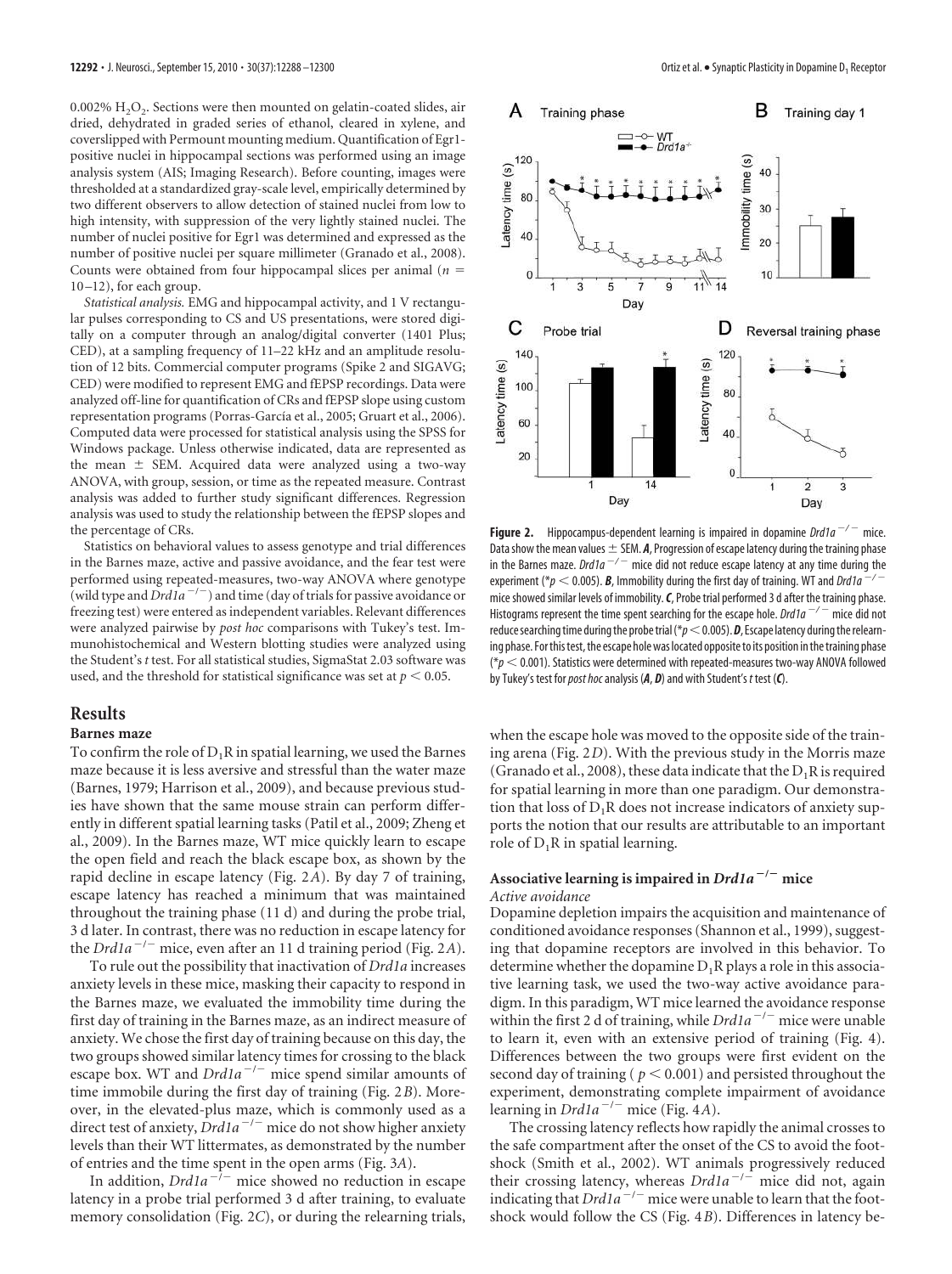0.002% $H_2O_2$. Sections were then mounted on gelatin-coated slides, air dried, dehydrated in graded series of ethanol, cleared in xylene, and coverslipped with Permount mounting medium. Quantification of Egr1-positive nuclei in hippocampal sections was performed using an image analysis system (AIS; Imaging Research). Before counting, images were thresholded at a standardized gray-scale level, empirically determined by two different observers to allow detection of stained nuclei from low to high intensity, with suppression of the very lightly stained nuclei. The number of nuclei positive for Egr1 was determined and expressed as the number of positive nuclei per square millimeter (Granado et al., 2008). Counts were obtained from four hippocampal slices per animal ($n$ = 10–12), for each group.

*Statistical analysis.* EMG and hippocampal activity, and 1 V rectangular pulses corresponding to CS and US presentations, were stored digitally on a computer through an analog/digital converter (1401 Plus; CED), at a sampling frequency of 11–22 kHz and an amplitude resolution of 12 bits. Commercial computer programs (Spike 2 and SIGAVG; CED) were modified to represent EMG and fEPSP recordings. Data were analyzed off-line for quantification of CRs and fEPSP slope using custom representation programs (Porras-García et al., 2005; Gruart et al., 2006). Computed data were processed for statistical analysis using the SPSS for Windows package. Unless otherwise indicated, data are represented as the mean ± SEM. Acquired data were analyzed using a two-way ANOVA, with group, session, or time as the repeated measure. Contrast analysis was added to further study significant differences. Regression analysis was used to study the relationship between the fEPSP slopes and the percentage of CRs.

Statistics on behavioral values to assess genotype and trial differences in the Barnes maze, active and passive avoidance, and the fear test were performed using repeated-measures, two-way ANOVA where genotype (wild type and *Drd1a*$^{-/-}$) and time (day of trials for passive avoidance or freezing test) were entered as independent variables. Relevant differences were analyzed pairwise by *post hoc* comparisons with Tukey's test. Immunohistochemical and Western blotting studies were analyzed using the Student's *t* test. For all statistical studies, SigmaStat 2.03 software was used, and the threshold for statistical significance was set at $p < 0.05$.

## Results

### Barnes maze

To confirm the role of $D_1R$ in spatial learning, we used the Barnes maze because it is less aversive and stressful than the water maze (Barnes, 1979; Harrison et al., 2009), and because previous studies have shown that the same mouse strain can perform differently in different spatial learning tasks (Patil et al., 2009; Zheng et al., 2009). In the Barnes maze, WT mice quickly learn to escape the open field and reach the black escape box, as shown by the rapid decline in escape latency (Fig. 2*A*). By day 7 of training, escape latency has reached a minimum that was maintained throughout the training phase (11 d) and during the probe trial, 3 d later. In contrast, there was no reduction in escape latency for the *Drd1a*$^{-/-}$ mice, even after an 11 d training period (Fig. 2*A*).

To rule out the possibility that inactivation of *Drd1a* increases anxiety levels in these mice, masking their capacity to respond in the Barnes maze, we evaluated the immobility time during the first day of training in the Barnes maze, as an indirect measure of anxiety. We chose the first day of training because on this day, the two groups showed similar latency times for crossing to the black escape box. WT and *Drd1a*$^{-/-}$ mice spend similar amounts of time immobile during the first day of training (Fig. 2*B*). Moreover, in the elevated-plus maze, which is commonly used as a direct test of anxiety, *Drd1a*$^{-/-}$ mice do not show higher anxiety levels than their WT littermates, as demonstrated by the number of entries and the time spent in the open arms (Fig. 3*A*).

In addition, *Drd1a*$^{-/-}$ mice showed no reduction in escape latency in a probe trial performed 3 d after training, to evaluate memory consolidation (Fig. 2*C*), or during the relearning trials, when the escape hole was moved to the opposite side of the training arena (Fig. 2*D*). With the previous study in the Morris maze (Granado et al., 2008), these data indicate that the $D_1R$ is required for spatial learning in more than one paradigm. Our demonstration that loss of $D_1R$ does not increase indicators of anxiety supports the notion that our results are attributable to an important role of $D_1R$ in spatial learning.

**Figure 2.** Hippocampus-dependent learning is impaired in dopamine *Drd1a*$^{-/-}$ mice. Data show the mean values ± SEM. ***A***, Progression of escape latency during the training phase in the Barnes maze. *Drd1a*$^{-/-}$ mice did not reduce escape latency at any time during the experiment (*$p < 0.005$). ***B***, Immobility during the first day of training. WT and *Drd1a*$^{-/-}$ mice showed similar levels of immobility. ***C***, Probe trial performed 3 d after the training phase. Histograms represent the time spent searching for the escape hole. *Drd1a*$^{-/-}$ mice did not reduce searching time during the probe trial (*$p < 0.005$). ***D***, Escape latency during the relearning phase. For this test, the escape hole was located opposite to its position in the training phase (*$p < 0.001$). Statistics were determined with repeated-measures two-way ANOVA followed by Tukey's test for *post hoc* analysis (***A***, ***D***) and with Student's *t* test (***C***).

### Associative learning is impaired in *Drd1a*$^{-/-}$ mice

*Active avoidance*

Dopamine depletion impairs the acquisition and maintenance of conditioned avoidance responses (Shannon et al., 1999), suggesting that dopamine receptors are involved in this behavior. To determine whether the dopamine $D_1R$ plays a role in this associative learning task, we used the two-way active avoidance paradigm. In this paradigm, WT mice learned the avoidance response within the first 2 d of training, while *Drd1a*$^{-/-}$ mice were unable to learn it, even with an extensive period of training (Fig. 4). Differences between the two groups were first evident on the second day of training ($p < 0.001$) and persisted throughout the experiment, demonstrating complete impairment of avoidance learning in *Drd1a*$^{-/-}$ mice (Fig. 4*A*).

The crossing latency reflects how rapidly the animal crosses to the safe compartment after the onset of the CS to avoid the footshock (Smith et al., 2002). WT animals progressively reduced their crossing latency, whereas *Drd1a*$^{-/-}$ mice did not, again indicating that *Drd1a*$^{-/-}$ mice were unable to learn that the footshock would follow the CS (Fig. 4*B*). Differences in latency be-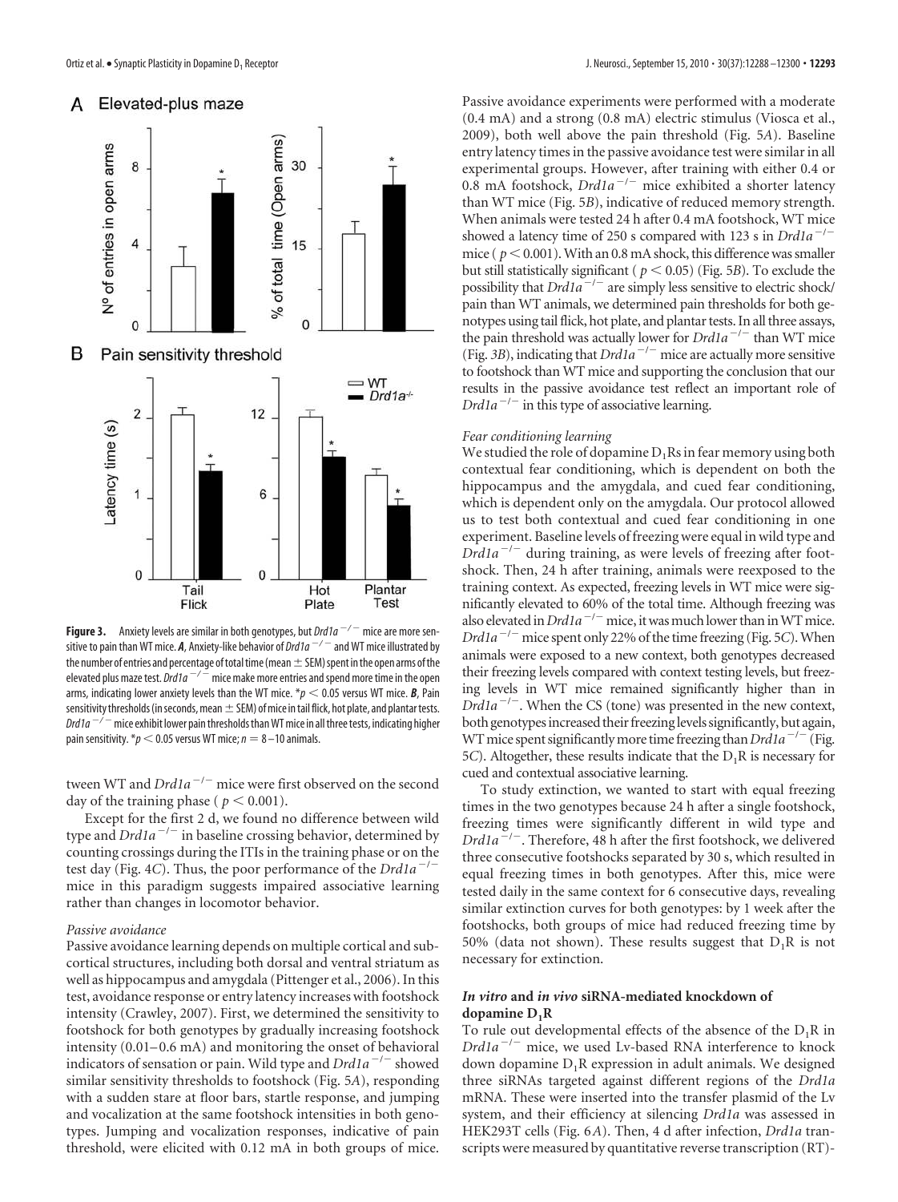**Figure 3.** Anxiety levels are similar in both genotypes, but $Drd1a^{-/-}$ mice are more sensitive to pain than WT mice. ***A***, Anxiety-like behavior of $Drd1a^{-/-}$ and WT mice illustrated by the number of entries and percentage of total time (mean ± SEM) spent in the open arms of the elevated plus maze test. $Drd1a^{-/-}$ mice make more entries and spend more time in the open arms, indicating lower anxiety levels than the WT mice. $*p < 0.05$ versus WT mice. ***B***, Pain sensitivity thresholds (in seconds, mean ± SEM) of mice in tail flick, hot plate, and plantar tests. $Drd1a^{-/-}$ mice exhibit lower pain thresholds than WT mice in all three tests, indicating higher pain sensitivity. $*p < 0.05$ versus WT mice; $n = 8$–10 animals.

tween WT and $Drd1a^{-/-}$ mice were first observed on the second day of the training phase ($p < 0.001$).

Except for the first 2 d, we found no difference between wild type and $Drd1a^{-/-}$ in baseline crossing behavior, determined by counting crossings during the ITIs in the training phase or on the test day (Fig. 4*C*). Thus, the poor performance of the $Drd1a^{-/-}$ mice in this paradigm suggests impaired associative learning rather than changes in locomotor behavior.

#### *Passive avoidance*

Passive avoidance learning depends on multiple cortical and subcortical structures, including both dorsal and ventral striatum as well as hippocampus and amygdala (Pittenger et al., 2006). In this test, avoidance response or entry latency increases with footshock intensity (Crawley, 2007). First, we determined the sensitivity to footshock for both genotypes by gradually increasing footshock intensity (0.01–0.6 mA) and monitoring the onset of behavioral indicators of sensation or pain. Wild type and $Drd1a^{-/-}$ showed similar sensitivity thresholds to footshock (Fig. 5*A*), responding with a sudden stare at floor bars, startle response, and jumping and vocalization at the same footshock intensities in both genotypes. Jumping and vocalization responses, indicative of pain threshold, were elicited with 0.12 mA in both groups of mice. Passive avoidance experiments were performed with a moderate (0.4 mA) and a strong (0.8 mA) electric stimulus (Viosca et al., 2009), both well above the pain threshold (Fig. 5*A*). Baseline entry latency times in the passive avoidance test were similar in all experimental groups. However, after training with either 0.4 or 0.8 mA footshock, $Drd1a^{-/-}$ mice exhibited a shorter latency than WT mice (Fig. 5*B*), indicative of reduced memory strength. When animals were tested 24 h after 0.4 mA footshock, WT mice showed a latency time of 250 s compared with 123 s in $Drd1a^{-/-}$ mice ($p < 0.001$). With an 0.8 mA shock, this difference was smaller but still statistically significant ($p < 0.05$) (Fig. 5*B*). To exclude the possibility that $Drd1a^{-/-}$ are simply less sensitive to electric shock/pain than WT animals, we determined pain thresholds for both genotypes using tail flick, hot plate, and plantar tests. In all three assays, the pain threshold was actually lower for $Drd1a^{-/-}$ than WT mice (Fig. 3*B*), indicating that $Drd1a^{-/-}$ mice are actually more sensitive to footshock than WT mice and supporting the conclusion that our results in the passive avoidance test reflect an important role of $Drd1a^{-/-}$ in this type of associative learning.

#### *Fear conditioning learning*

We studied the role of dopamine $D_1$Rs in fear memory using both contextual fear conditioning, which is dependent on both the hippocampus and the amygdala, and cued fear conditioning, which is dependent only on the amygdala. Our protocol allowed us to test both contextual and cued fear conditioning in one experiment. Baseline levels of freezing were equal in wild type and $Drd1a^{-/-}$ during training, as were levels of freezing after footshock. Then, 24 h after training, animals were reexposed to the training context. As expected, freezing levels in WT mice were significantly elevated to 60% of the total time. Although freezing was also elevated in $Drd1a^{-/-}$ mice, it was much lower than in WT mice. $Drd1a^{-/-}$ mice spent only 22% of the time freezing (Fig. 5*C*). When animals were exposed to a new context, both genotypes decreased their freezing levels compared with context testing levels, but freezing levels in WT mice remained significantly higher than in $Drd1a^{-/-}$. When the CS (tone) was presented in the new context, both genotypes increased their freezing levels significantly, but again, WT mice spent significantly more time freezing than $Drd1a^{-/-}$ (Fig. 5*C*). Altogether, these results indicate that the $D_1$R is necessary for cued and contextual associative learning.

To study extinction, we wanted to start with equal freezing times in the two genotypes because 24 h after a single footshock, freezing times were significantly different in wild type and $Drd1a^{-/-}$. Therefore, 48 h after the first footshock, we delivered three consecutive footshocks separated by 30 s, which resulted in equal freezing times in both genotypes. After this, mice were tested daily in the same context for 6 consecutive days, revealing similar extinction curves for both genotypes: by 1 week after the footshocks, both groups of mice had reduced freezing time by 50% (data not shown). These results suggest that $D_1$R is not necessary for extinction.

### *In vitro* and *in vivo* siRNA-mediated knockdown of dopamine $D_1$R

To rule out developmental effects of the absence of the $D_1$R in $Drd1a^{-/-}$ mice, we used Lv-based RNA interference to knock down dopamine $D_1$R expression in adult animals. We designed three siRNAs targeted against different regions of the *Drd1a* mRNA. These were inserted into the transfer plasmid of the Lv system, and their efficiency at silencing *Drd1a* was assessed in HEK293T cells (Fig. 6*A*). Then, 4 d after infection, *Drd1a* transcripts were measured by quantitative reverse transcription (RT)-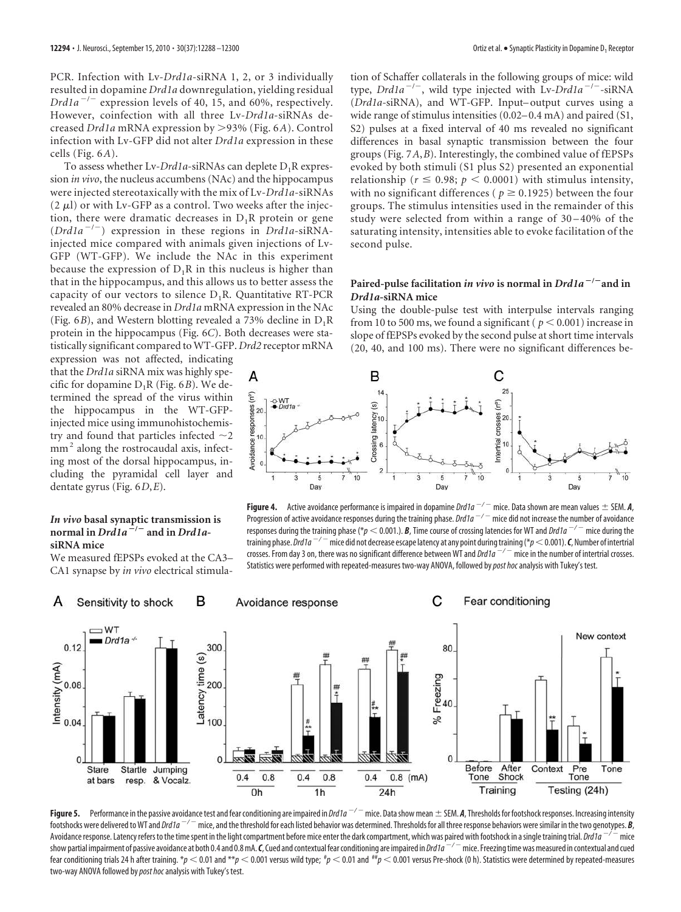PCR. Infection with Lv-*Drd1a*-siRNA 1, 2, or 3 individually resulted in dopamine *Drd1a* downregulation, yielding residual $Drd1a^{-/-}$ expression levels of 40, 15, and 60%, respectively. However, coinfection with all three Lv-*Drd1a*-siRNAs decreased *Drd1a* mRNA expression by >93% (Fig. 6*A*). Control infection with Lv-GFP did not alter *Drd1a* expression in these cells (Fig. 6*A*).

To assess whether Lv-*Drd1a*-siRNAs can deplete $D_1R$ expression *in vivo*, the nucleus accumbens (NAc) and the hippocampus were injected stereotaxically with the mix of Lv-*Drd1a*-siRNAs (2 μl) or with Lv-GFP as a control. Two weeks after the injection, there were dramatic decreases in $D_1R$ protein or gene ($Drd1a^{-/-}$) expression in these regions in *Drd1a*-siRNA-injected mice compared with animals given injections of Lv-GFP (WT-GFP). We include the NAc in this experiment because the expression of $D_1R$ in this nucleus is higher than that in the hippocampus, and this allows us to better assess the capacity of our vectors to silence $D_1R$. Quantitative RT-PCR revealed an 80% decrease in *Drd1a* mRNA expression in the NAc (Fig. 6*B*), and Western blotting revealed a 73% decline in $D_1R$ protein in the hippocampus (Fig. 6*C*). Both decreases were statistically significant compared to WT-GFP. *Drd2* receptor mRNA expression was not affected, indicating that the *Drd1a* siRNA mix was highly specific for dopamine $D_1R$ (Fig. 6*B*). We determined the spread of the virus within the hippocampus in the WT-GFP-injected mice using immunohistochemistry and found that particles infected ~2 $mm^2$ along the rostrocaudal axis, infecting most of the dorsal hippocampus, including the pyramidal cell layer and dentate gyrus (Fig. 6*D*,*E*).

### *In vivo* basal synaptic transmission is normal in $Drd1a^{-/-}$ and in *Drd1a*-siRNA mice

We measured fEPSPs evoked at the CA3–CA1 synapse by *in vivo* electrical stimulation of Schaffer collaterals in the following groups of mice: wild type, $Drd1a^{-/-}$, wild type injected with Lv-$Drd1a^{-/-}$-siRNA (*Drd1a*-siRNA), and WT-GFP. Input–output curves using a wide range of stimulus intensities (0.02–0.4 mA) and paired (S1, S2) pulses at a fixed interval of 40 ms revealed no significant differences in basal synaptic transmission between the four groups (Fig. 7*A*,*B*). Interestingly, the combined value of fEPSPs evoked by both stimuli (S1 plus S2) presented an exponential relationship ($r \leq 0.98$; $p < 0.0001$) with stimulus intensity, with no significant differences ($p \geq 0.1925$) between the four groups. The stimulus intensities used in the remainder of this study were selected from within a range of 30–40% of the saturating intensity, intensities able to evoke facilitation of the second pulse.

### Paired-pulse facilitation *in vivo* is normal in $Drd1a^{-/-}$ and in *Drd1a*-siRNA mice

Using the double-pulse test with interpulse intervals ranging from 10 to 500 ms, we found a significant ($p < 0.001$) increase in slope of fEPSPs evoked by the second pulse at short time intervals (20, 40, and 100 ms). There were no significant differences be-

**Figure 4.** Active avoidance performance is impaired in dopamine $Drd1a^{-/-}$ mice. Data shown are mean values ± SEM. ***A***, Progression of active avoidance responses during the training phase. $Drd1a^{-/-}$ mice did not increase the number of avoidance responses during the training phase (*$p < 0.001$.). ***B***, Time course of crossing latencies for WT and $Drd1a^{-/-}$ mice during the training phase. $Drd1a^{-/-}$ mice did not decrease escape latency at any point during training (*$p < 0.001$). ***C***, Number of intertrial crosses. From day 3 on, there was no significant difference between WT and $Drd1a^{-/-}$ mice in the number of intertrial crosses. Statistics were performed with repeated-measures two-way ANOVA, followed by *post hoc* analysis with Tukey's test.

**Figure 5.** Performance in the passive avoidance test and fear conditioning are impaired in $Drd1a^{-/-}$ mice. Data show mean ± SEM. ***A***, Thresholds for footshock responses. Increasing intensity footshocks were delivered to WT and $Drd1a^{-/-}$ mice, and the threshold for each listed behavior was determined. Thresholds for all three response behaviors were similar in the two genotypes. ***B***, Avoidance response. Latency refers to the time spent in the light compartment before mice enter the dark compartment, which was paired with footshock in a single training trial. $Drd1a^{-/-}$ mice show partial impairment of passive avoidance at both 0.4 and 0.8 mA. ***C***, Cued and contextual fear conditioning are impaired in $Drd1a^{-/-}$ mice. Freezing time was measured in contextual and cued fear conditioning trials 24 h after training. *$p < 0.01$ and **$p < 0.001$ versus wild type; #$p < 0.01$ and ##$p < 0.001$ versus Pre-shock (0 h). Statistics were determined by repeated-measures two-way ANOVA followed by *post hoc* analysis with Tukey's test.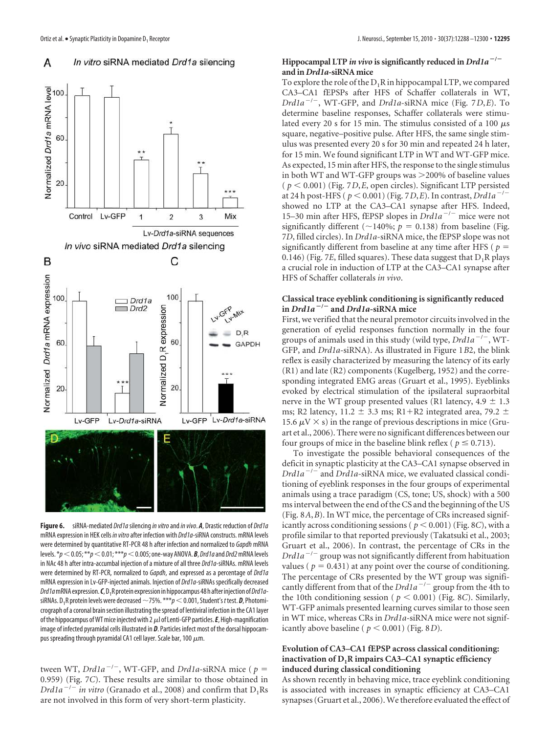**Figure 6.** siRNA-mediated *Drd1a* silencing *in vitro* and *in vivo*. ***A***, Drastic reduction of *Drd1a* mRNA expression in HEK cells *in vitro* after infection with *Drd1a*-siRNA constructs. mRNA levels were determined by quantitative RT-PCR 48 h after infection and normalized to *Gapdh* mRNA levels. *$p < 0.05$; **$p < 0.01$; ***$p < 0.005$; one-way ANOVA. ***B***, *Drd1a* and *Drd2* mRNA levels in NAc 48 h after intra-accumbal injection of a mixture of all three *Drd1a*-siRNAs. mRNA levels were determined by RT-PCR, normalized to *Gapdh*, and expressed as a percentage of *Drd1a* mRNA expression in Lv-GFP-injected animals. Injection of *Drd1a*-siRNAs specifically decreased *Drd1a* mRNA expression. ***C***, $D_1R$ protein expression in hippocampus 48 h after injection of *Drd1a*-siRNAs. $D_1R$ protein levels were decreased ~75%. ***$p < 0.001$, Student's *t* test. ***D***, Photomicrograph of a coronal brain section illustrating the spread of lentiviral infection in the CA1 layer of the hippocampus of WT mice injected with 2 μl of Lenti-GFP particles. ***E***, High-magnification image of infected pyramidal cells illustrated in ***D***. Particles infect most of the dorsal hippocampus spreading through pyramidal CA1 cell layer. Scale bar, 100 μm.

tween WT, *Drd1a*$^{-/-}$, WT-GFP, and *Drd1a*-siRNA mice ($p = 0.959$) (Fig. 7*C*). These results are similar to those obtained in *Drd1a*$^{-/-}$ *in vitro* (Granado et al., 2008) and confirm that $D_1$Rs are not involved in this form of very short-term plasticity.

### Hippocampal LTP *in vivo* is significantly reduced in *Drd1a*$^{-/-}$ and in *Drd1a*-siRNA mice

To explore the role of the $D_1R$ in hippocampal LTP, we compared CA3–CA1 fEPSPs after HFS of Schaffer collaterals in WT, *Drd1a*$^{-/-}$, WT-GFP, and *Drd1a*-siRNA mice (Fig. 7*D*,*E*). To determine baseline responses, Schaffer collaterals were stimulated every 20 s for 15 min. The stimulus consisted of a 100 μs square, negative–positive pulse. After HFS, the same single stimulus was presented every 20 s for 30 min and repeated 24 h later, for 15 min. We found significant LTP in WT and WT-GFP mice. As expected, 15 min after HFS, the response to the single stimulus in both WT and WT-GFP groups was >200% of baseline values ($p < 0.001$) (Fig. 7*D*,*E*, open circles). Significant LTP persisted at 24 h post-HFS ($p < 0.001$) (Fig. 7*D*,*E*). In contrast, *Drd1a*$^{-/-}$ showed no LTP at the CA3–CA1 synapse after HFS. Indeed, 15–30 min after HFS, fEPSP slopes in *Drd1a*$^{-/-}$ mice were not significantly different (~140%; $p = 0.138$) from baseline (Fig. 7*D*, filled circles). In *Drd1a*-siRNA mice, the fEPSP slope was not significantly different from baseline at any time after HFS ($p = 0.146$) (Fig. 7*E*, filled squares). These data suggest that $D_1R$ plays a crucial role in induction of LTP at the CA3–CA1 synapse after HFS of Schaffer collaterals *in vivo*.

### Classical trace eyeblink conditioning is significantly reduced in *Drd1a*$^{-/-}$ and *Drd1a*-siRNA mice

First, we verified that the neural premotor circuits involved in the generation of eyelid responses function normally in the four groups of animals used in this study (wild type, *Drd1a*$^{-/-}$, WT-GFP, and *Drd1a*-siRNA). As illustrated in Figure 1*B2*, the blink reflex is easily characterized by measuring the latency of its early (R1) and late (R2) components (Kugelberg, 1952) and the corresponding integrated EMG areas (Gruart et al., 1995). Eyeblinks evoked by electrical stimulation of the ipsilateral supraorbital nerve in the WT group presented values (R1 latency, 4.9 ± 1.3 ms; R2 latency, 11.2 ± 3.3 ms; R1+R2 integrated area, 79.2 ± 15.6 μV × s) in the range of previous descriptions in mice (Gruart et al., 2006). There were no significant differences between our four groups of mice in the baseline blink reflex ($p \leq 0.713$).

To investigate the possible behavioral consequences of the deficit in synaptic plasticity at the CA3–CA1 synapse observed in *Drd1a*$^{-/-}$ and *Drd1a*-siRNA mice, we evaluated classical conditioning of eyeblink responses in the four groups of experimental animals using a trace paradigm (CS, tone; US, shock) with a 500 ms interval between the end of the CS and the beginning of the US (Fig. 8*A*,*B*). In WT mice, the percentage of CRs increased significantly across conditioning sessions ($p < 0.001$) (Fig. 8*C*), with a profile similar to that reported previously (Takatsuki et al., 2003; Gruart et al., 2006). In contrast, the percentage of CRs in the *Drd1a*$^{-/-}$ group was not significantly different from habituation values ($p = 0.431$) at any point over the course of conditioning. The percentage of CRs presented by the WT group was significantly different from that of the *Drd1a*$^{-/-}$ group from the 4th to the 10th conditioning session ($p < 0.001$) (Fig. 8*C*). Similarly, WT-GFP animals presented learning curves similar to those seen in WT mice, whereas CRs in *Drd1a*-siRNA mice were not significantly above baseline ($p < 0.001$) (Fig. 8*D*).

### Evolution of CA3–CA1 fEPSP across classical conditioning: inactivation of $D_1R$ impairs CA3–CA1 synaptic efficiency induced during classical conditioning

As shown recently in behaving mice, trace eyeblink conditioning is associated with increases in synaptic efficiency at CA3–CA1 synapses (Gruart et al., 2006). We therefore evaluated the effect of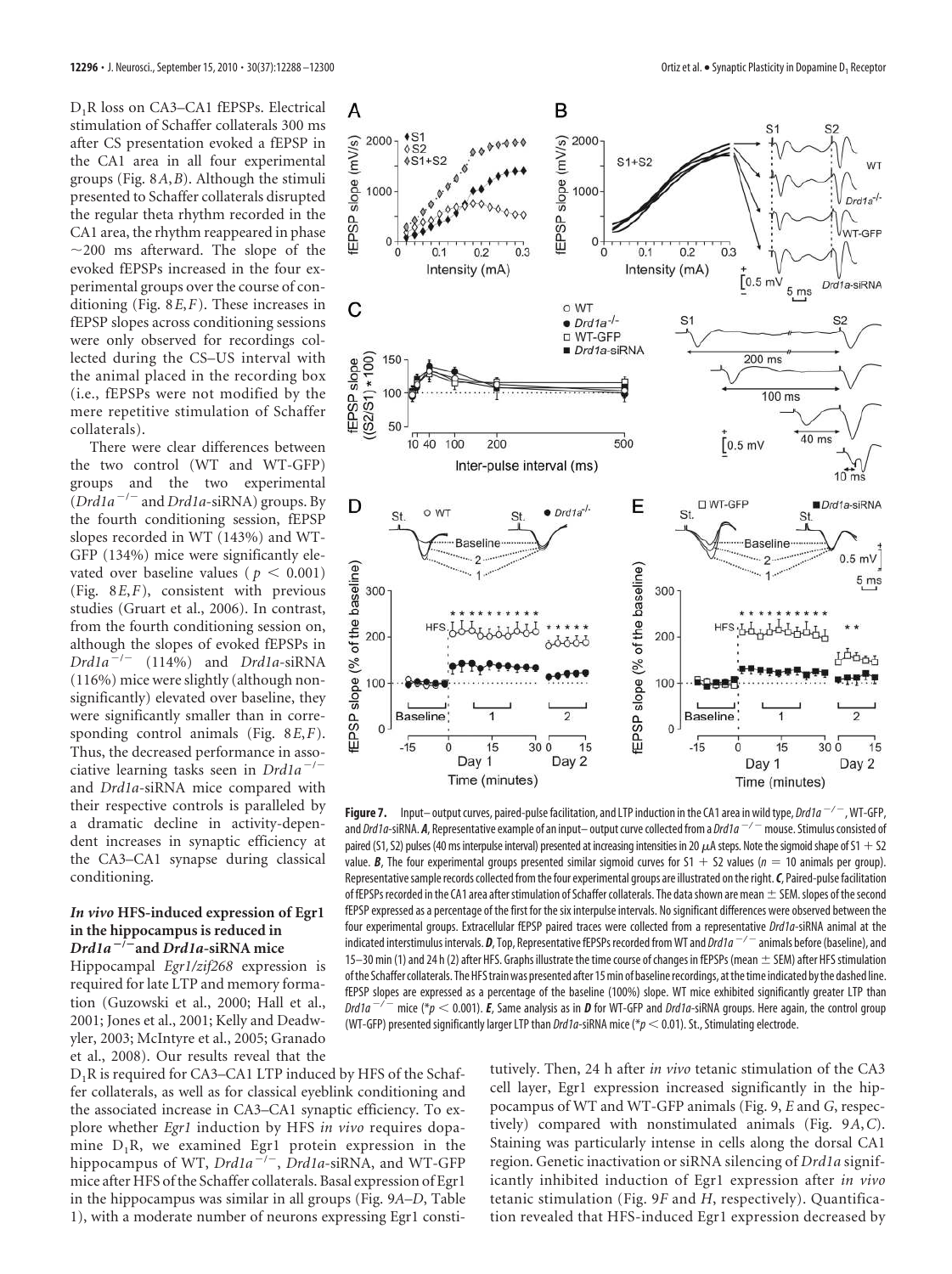$D_1R$ loss on CA3–CA1 fEPSPs. Electrical stimulation of Schaffer collaterals 300 ms after CS presentation evoked a fEPSP in the CA1 area in all four experimental groups (Fig. 8*A*,*B*). Although the stimuli presented to Schaffer collaterals disrupted the regular theta rhythm recorded in the CA1 area, the rhythm reappeared in phase ~200 ms afterward. The slope of the evoked fEPSPs increased in the four experimental groups over the course of conditioning (Fig. 8*E*,*F*). These increases in fEPSP slopes across conditioning sessions were only observed for recordings collected during the CS–US interval with the animal placed in the recording box (i.e., fEPSPs were not modified by the mere repetitive stimulation of Schaffer collaterals).

There were clear differences between the two control (WT and WT-GFP) groups and the two experimental (*Drd1a*$^{-/-}$ and *Drd1a*-siRNA) groups. By the fourth conditioning session, fEPSP slopes recorded in WT (143%) and WT-GFP (134%) mice were significantly elevated over baseline values ($p < 0.001$) (Fig. 8*E*,*F*), consistent with previous studies (Gruart et al., 2006). In contrast, from the fourth conditioning session on, although the slopes of evoked fEPSPs in *Drd1a*$^{-/-}$ (114%) and *Drd1a*-siRNA (116%) mice were slightly (although nonsignificantly) elevated over baseline, they were significantly smaller than in corresponding control animals (Fig. 8*E*,*F*). Thus, the decreased performance in associative learning tasks seen in *Drd1a*$^{-/-}$ and *Drd1a*-siRNA mice compared with their respective controls is paralleled by a dramatic decline in activity-dependent increases in synaptic efficiency at the CA3–CA1 synapse during classical conditioning.

### *In vivo* HFS-induced expression of Egr1 in the hippocampus is reduced in *Drd1a*$^{-/-}$ and *Drd1a*-siRNA mice

Hippocampal *Egr1/zif268* expression is required for late LTP and memory formation (Guzowski et al., 2000; Hall et al., 2001; Jones et al., 2001; Kelly and Deadwyler, 2003; McIntyre et al., 2005; Granado et al., 2008). Our results reveal that the $D_1R$ is required for CA3–CA1 LTP induced by HFS of the Schaffer collaterals, as well as for classical eyeblink conditioning and the associated increase in CA3–CA1 synaptic efficiency. To explore whether *Egr1* induction by HFS *in vivo* requires dopamine $D_1R$, we examined Egr1 protein expression in the hippocampus of WT, *Drd1a*$^{-/-}$, *Drd1a*-siRNA, and WT-GFP mice after HFS of the Schaffer collaterals. Basal expression of Egr1 in the hippocampus was similar in all groups (Fig. 9*A*–*D*, Table 1), with a moderate number of neurons expressing Egr1 constitutively. Then, 24 h after *in vivo* tetanic stimulation of the CA3 cell layer, Egr1 expression increased significantly in the hippocampus of WT and WT-GFP animals (Fig. 9, *E* and *G*, respectively) compared with nonstimulated animals (Fig. 9*A*,*C*). Staining was particularly intense in cells along the dorsal CA1 region. Genetic inactivation or siRNA silencing of *Drd1a* significantly inhibited induction of Egr1 expression after *in vivo* tetanic stimulation (Fig. 9*F* and *H*, respectively). Quantification revealed that HFS-induced Egr1 expression decreased by

**Figure 7.** Input–output curves, paired-pulse facilitation, and LTP induction in the CA1 area in wild type, *Drd1a*$^{-/-}$, WT-GFP, and *Drd1a*-siRNA. ***A***, Representative example of an input–output curve collected from a *Drd1a*$^{-/-}$ mouse. Stimulus consisted of paired (S1, S2) pulses (40 ms interpulse interval) presented at increasing intensities in 20 μA steps. Note the sigmoid shape of S1 + S2 value. ***B***, The four experimental groups presented similar sigmoid curves for S1 + S2 values ($n = 10$ animals per group). Representative sample records collected from the four experimental groups are illustrated on the right. ***C***, Paired-pulse facilitation of fEPSPs recorded in the CA1 area after stimulation of Schaffer collaterals. The data shown are mean ± SEM. slopes of the second fEPSP expressed as a percentage of the first for the six interpulse intervals. No significant differences were observed between the four experimental groups. Extracellular fEPSP paired traces were collected from a representative *Drd1a*-siRNA animal at the indicated interstimulus intervals. ***D***, Top, Representative fEPSPs recorded from WT and *Drd1a*$^{-/-}$ animals before (baseline), and 15–30 min (1) and 24 h (2) after HFS. Graphs illustrate the time course of changes in fEPSPs (mean ± SEM) after HFS stimulation of the Schaffer collaterals. The HFS train was presented after 15 min of baseline recordings, at the time indicated by the dashed line. fEPSP slopes are expressed as a percentage of the baseline (100%) slope. WT mice exhibited significantly greater LTP than *Drd1a*$^{-/-}$ mice (*$p < 0.001$). ***E***, Same analysis as in ***D*** for WT-GFP and *Drd1a*-siRNA groups. Here again, the control group (WT-GFP) presented significantly larger LTP than *Drd1a*-siRNA mice (*$p < 0.01$). St., Stimulating electrode.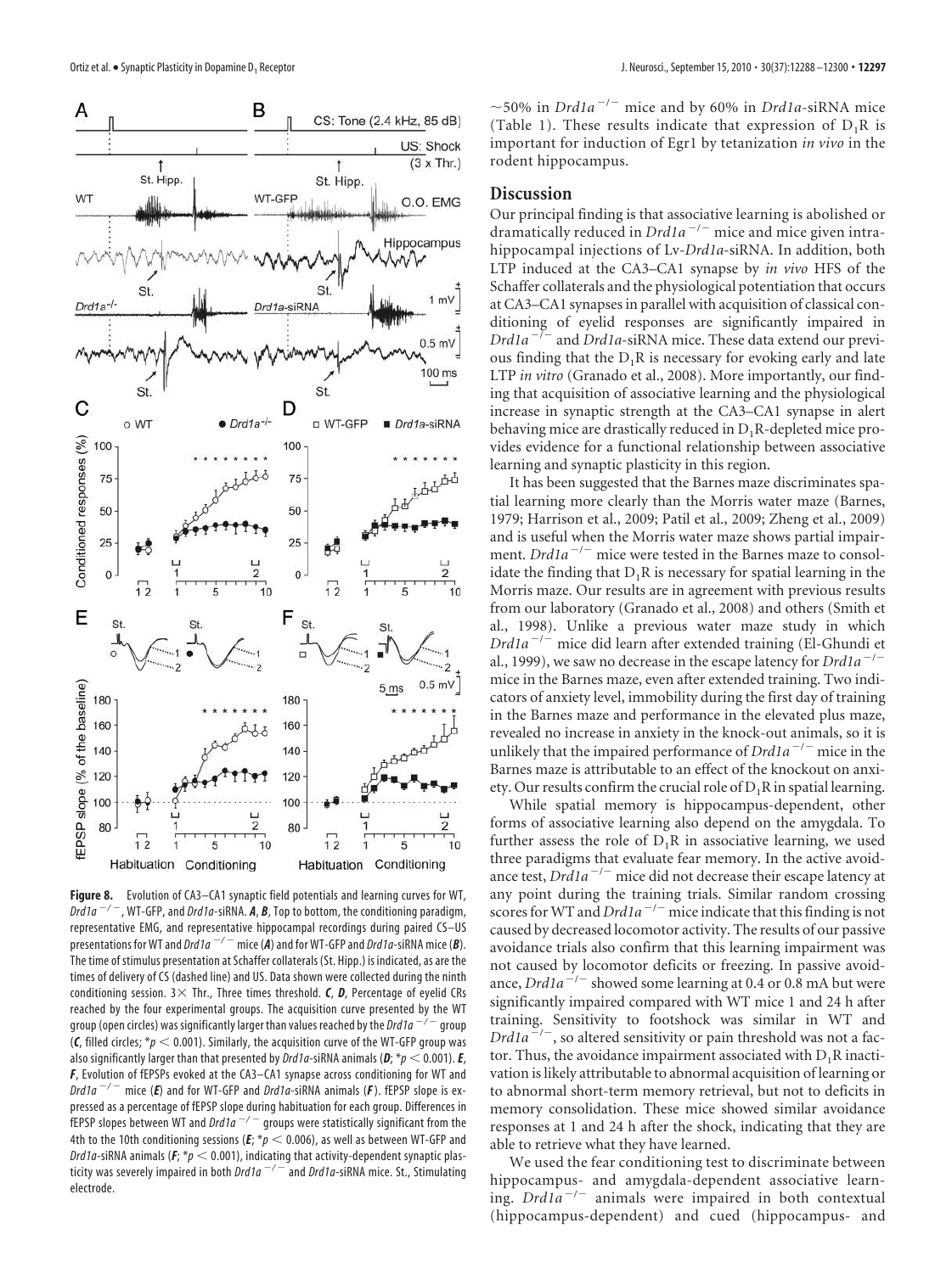**Figure 8.** Evolution of CA3–CA1 synaptic field potentials and learning curves for WT, $Drd1a^{-/-}$, WT-GFP, and *Drd1a*-siRNA. ***A***, ***B***, Top to bottom, the conditioning paradigm, representative EMG, and representative hippocampal recordings during paired CS–US presentations for WT and $Drd1a^{-/-}$ mice (***A***) and for WT-GFP and *Drd1a*-siRNA mice (***B***). The time of stimulus presentation at Schaffer collaterals (St. Hipp.) is indicated, as are the times of delivery of CS (dashed line) and US. Data shown were collected during the ninth conditioning session. 3× Thr., Three times threshold. ***C***, ***D***, Percentage of eyelid CRs reached by the four experimental groups. The acquisition curve presented by the WT group (open circles) was significantly larger than values reached by the $Drd1a^{-/-}$ group (***C***, filled circles; $*p < 0.001$). Similarly, the acquisition curve of the WT-GFP group was also significantly larger than that presented by *Drd1a*-siRNA animals (***D***; $*p < 0.001$). ***E***, ***F***, Evolution of fEPSPs evoked at the CA3–CA1 synapse across conditioning for WT and $Drd1a^{-/-}$ mice (***E***) and for WT-GFP and *Drd1a*-siRNA animals (***F***). fEPSP slope is expressed as a percentage of fEPSP slope during habituation for each group. Differences in fEPSP slopes between WT and $Drd1a^{-/-}$ groups were statistically significant from the 4th to the 10th conditioning sessions (***E***; $*p < 0.006$), as well as between WT-GFP and *Drd1a*-siRNA animals (***F***; $*p < 0.001$), indicating that activity-dependent synaptic plasticity was severely impaired in both $Drd1a^{-/-}$ and *Drd1a*-siRNA mice. St., Stimulating electrode.

~50% in $Drd1a^{-/-}$ mice and by 60% in *Drd1a*-siRNA mice (Table 1). These results indicate that expression of $D_1R$ is important for induction of Egr1 by tetanization *in vivo* in the rodent hippocampus.

## Discussion

Our principal finding is that associative learning is abolished or dramatically reduced in $Drd1a^{-/-}$ mice and mice given intrahippocampal injections of Lv-*Drd1a*-siRNA. In addition, both LTP induced at the CA3–CA1 synapse by *in vivo* HFS of the Schaffer collaterals and the physiological potentiation that occurs at CA3–CA1 synapses in parallel with acquisition of classical conditioning of eyelid responses are significantly impaired in $Drd1a^{-/-}$ and *Drd1a*-siRNA mice. These data extend our previous finding that the $D_1R$ is necessary for evoking early and late LTP *in vitro* (Granado et al., 2008). More importantly, our finding that acquisition of associative learning and the physiological increase in synaptic strength at the CA3–CA1 synapse in alert behaving mice are drastically reduced in $D_1R$-depleted mice provides evidence for a functional relationship between associative learning and synaptic plasticity in this region.

It has been suggested that the Barnes maze discriminates spatial learning more clearly than the Morris water maze (Barnes, 1979; Harrison et al., 2009; Patil et al., 2009; Zheng et al., 2009) and is useful when the Morris water maze shows partial impairment. $Drd1a^{-/-}$ mice were tested in the Barnes maze to consolidate the finding that $D_1R$ is necessary for spatial learning in the Morris maze. Our results are in agreement with previous results from our laboratory (Granado et al., 2008) and others (Smith et al., 1998). Unlike a previous water maze study in which $Drd1a^{-/-}$ mice did learn after extended training (El-Ghundi et al., 1999), we saw no decrease in the escape latency for $Drd1a^{-/-}$ mice in the Barnes maze, even after extended training. Two indicators of anxiety level, immobility during the first day of training in the Barnes maze and performance in the elevated plus maze, revealed no increase in anxiety in the knock-out animals, so it is unlikely that the impaired performance of $Drd1a^{-/-}$ mice in the Barnes maze is attributable to an effect of the knockout on anxiety. Our results confirm the crucial role of $D_1R$ in spatial learning.

While spatial memory is hippocampus-dependent, other forms of associative learning also depend on the amygdala. To further assess the role of $D_1R$ in associative learning, we used three paradigms that evaluate fear memory. In the active avoidance test, $Drd1a^{-/-}$ mice did not decrease their escape latency at any point during the training trials. Similar random crossing scores for WT and $Drd1a^{-/-}$ mice indicate that this finding is not caused by decreased locomotor activity. The results of our passive avoidance trials also confirm that this learning impairment was not caused by locomotor deficits or freezing. In passive avoidance, $Drd1a^{-/-}$ showed some learning at 0.4 or 0.8 mA but were significantly impaired compared with WT mice 1 and 24 h after training. Sensitivity to footshock was similar in WT and $Drd1a^{-/-}$, so altered sensitivity or pain threshold was not a factor. Thus, the avoidance impairment associated with $D_1R$ inactivation is likely attributable to abnormal acquisition of learning or to abnormal short-term memory retrieval, but not to deficits in memory consolidation. These mice showed similar avoidance responses at 1 and 24 h after the shock, indicating that they are able to retrieve what they have learned.

We used the fear conditioning test to discriminate between hippocampus- and amygdala-dependent associative learning. $Drd1a^{-/-}$ animals were impaired in both contextual (hippocampus-dependent) and cued (hippocampus- and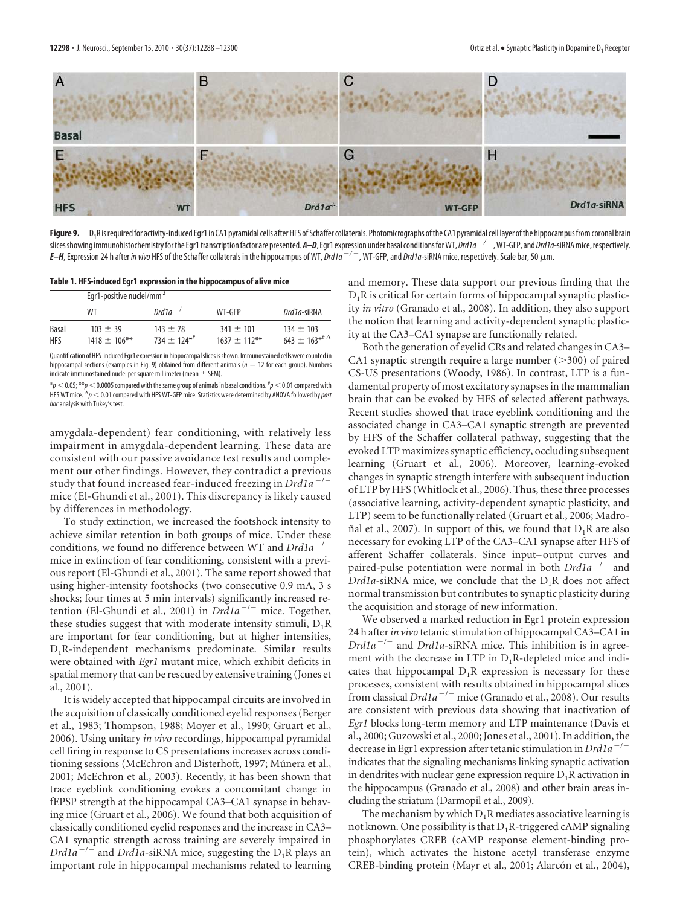**Figure 9.** D$_1$R is required for activity-induced Egr1 in CA1 pyramidal cells after HFS of Schaffer collaterals. Photomicrographs of the CA1 pyramidal cell layer of the hippocampus from coronal brain slices showing immunohistochemistry for the Egr1 transcription factor are presented. ***A–D***, Egr1 expression under basal conditions for WT, *Drd1a*$^{-/-}$, WT-GFP, and *Drd1a*-siRNA mice, respectively. ***E–H***, Expression 24 h after *in vivo* HFS of the Schaffer collaterals in the hippocampus of WT, *Drd1a*$^{-/-}$, WT-GFP, and *Drd1a*-siRNA mice, respectively. Scale bar, 50 μm.

**Table 1. HFS-induced Egr1 expression in the hippocampus of alive mice**

| | Egr1-positive nuclei/mm$^2$ | | | |
|---|---|---|---|---|
| | WT | *Drd1a*$^{-/-}$ | WT-GFP | *Drd1a*-siRNA |
| Basal | 103 ± 39 | 143 ± 78 | 341 ± 101 | 134 ± 103 |
| HFS | 1418 ± 106** | 734 ± 124*$^{\#}$ | 1637 ± 112** | 643 ± 163*$^{\#\Delta}$ |

Quantification of HFS-induced Egr1 expression in hippocampal slices is shown. Immunostained cells were counted in hippocampal sections (examples in Fig. 9) obtained from different animals ($n$ = 12 for each group). Numbers indicate immunostained nuclei per square millimeter (mean ± SEM).

*$p < 0.05$; **$p < 0.0005$ compared with the same group of animals in basal conditions. $^{\#}p < 0.01$ compared with HFS WT mice. $^{\Delta}p < 0.01$ compared with HFS WT-GFP mice. Statistics were determined by ANOVA followed by *post hoc* analysis with Tukey's test.

amygdala-dependent) fear conditioning, with relatively less impairment in amygdala-dependent learning. These data are consistent with our passive avoidance test results and complement our other findings. However, they contradict a previous study that found increased fear-induced freezing in *Drd1a*$^{-/-}$ mice (El-Ghundi et al., 2001). This discrepancy is likely caused by differences in methodology.

To study extinction, we increased the footshock intensity to achieve similar retention in both groups of mice. Under these conditions, we found no difference between WT and *Drd1a*$^{-/-}$ mice in extinction of fear conditioning, consistent with a previous report (El-Ghundi et al., 2001). The same report showed that using higher-intensity footshocks (two consecutive 0.9 mA, 3 s shocks; four times at 5 min intervals) significantly increased retention (El-Ghundi et al., 2001) in *Drd1a*$^{-/-}$ mice. Together, these studies suggest that with moderate intensity stimuli, D$_1$R are important for fear conditioning, but at higher intensities, D$_1$R-independent mechanisms predominate. Similar results were obtained with *Egr1* mutant mice, which exhibit deficits in spatial memory that can be rescued by extensive training (Jones et al., 2001).

It is widely accepted that hippocampal circuits are involved in the acquisition of classically conditioned eyelid responses (Berger et al., 1983; Thompson, 1988; Moyer et al., 1990; Gruart et al., 2006). Using unitary *in vivo* recordings, hippocampal pyramidal cell firing in response to CS presentations increases across conditioning sessions (McEchron and Disterhoft, 1997; Múnera et al., 2001; McEchron et al., 2003). Recently, it has been shown that trace eyeblink conditioning evokes a concomitant change in fEPSP strength at the hippocampal CA3–CA1 synapse in behaving mice (Gruart et al., 2006). We found that both acquisition of classically conditioned eyelid responses and the increase in CA3–CA1 synaptic strength across training are severely impaired in *Drd1a*$^{-/-}$ and *Drd1a*-siRNA mice, suggesting the D$_1$R plays an important role in hippocampal mechanisms related to learning and memory. These data support our previous finding that the D$_1$R is critical for certain forms of hippocampal synaptic plasticity *in vitro* (Granado et al., 2008). In addition, they also support the notion that learning and activity-dependent synaptic plasticity at the CA3–CA1 synapse are functionally related.

Both the generation of eyelid CRs and related changes in CA3–CA1 synaptic strength require a large number (>300) of paired CS-US presentations (Woody, 1986). In contrast, LTP is a fundamental property of most excitatory synapses in the mammalian brain that can be evoked by HFS of selected afferent pathways. Recent studies showed that trace eyeblink conditioning and the associated change in CA3–CA1 synaptic strength are prevented by HFS of the Schaffer collateral pathway, suggesting that the evoked LTP maximizes synaptic efficiency, occluding subsequent learning (Gruart et al., 2006). Moreover, learning-evoked changes in synaptic strength interfere with subsequent induction of LTP by HFS (Whitlock et al., 2006). Thus, these three processes (associative learning, activity-dependent synaptic plasticity, and LTP) seem to be functionally related (Gruart et al., 2006; Madroñal et al., 2007). In support of this, we found that D$_1$R are also necessary for evoking LTP of the CA3–CA1 synapse after HFS of afferent Schaffer collaterals. Since input–output curves and paired-pulse potentiation were normal in both *Drd1a*$^{-/-}$ and *Drd1a*-siRNA mice, we conclude that the D$_1$R does not affect normal transmission but contributes to synaptic plasticity during the acquisition and storage of new information.

We observed a marked reduction in Egr1 protein expression 24 h after *in vivo* tetanic stimulation of hippocampal CA3–CA1 in *Drd1a*$^{-/-}$ and *Drd1a*-siRNA mice. This inhibition is in agreement with the decrease in LTP in D$_1$R-depleted mice and indicates that hippocampal D$_1$R expression is necessary for these processes, consistent with results obtained in hippocampal slices from classical *Drd1a*$^{-/-}$ mice (Granado et al., 2008). Our results are consistent with previous data showing that inactivation of *Egr1* blocks long-term memory and LTP maintenance (Davis et al., 2000; Guzowski et al., 2000; Jones et al., 2001). In addition, the decrease in Egr1 expression after tetanic stimulation in *Drd1a*$^{-/-}$ indicates that the signaling mechanisms linking synaptic activation in dendrites with nuclear gene expression require D$_1$R activation in the hippocampus (Granado et al., 2008) and other brain areas including the striatum (Darmopil et al., 2009).

The mechanism by which D$_1$R mediates associative learning is not known. One possibility is that D$_1$R-triggered cAMP signaling phosphorylates CREB (cAMP response element-binding protein), which activates the histone acetyl transferase enzyme CREB-binding protein (Mayr et al., 2001; Alarcón et al., 2004),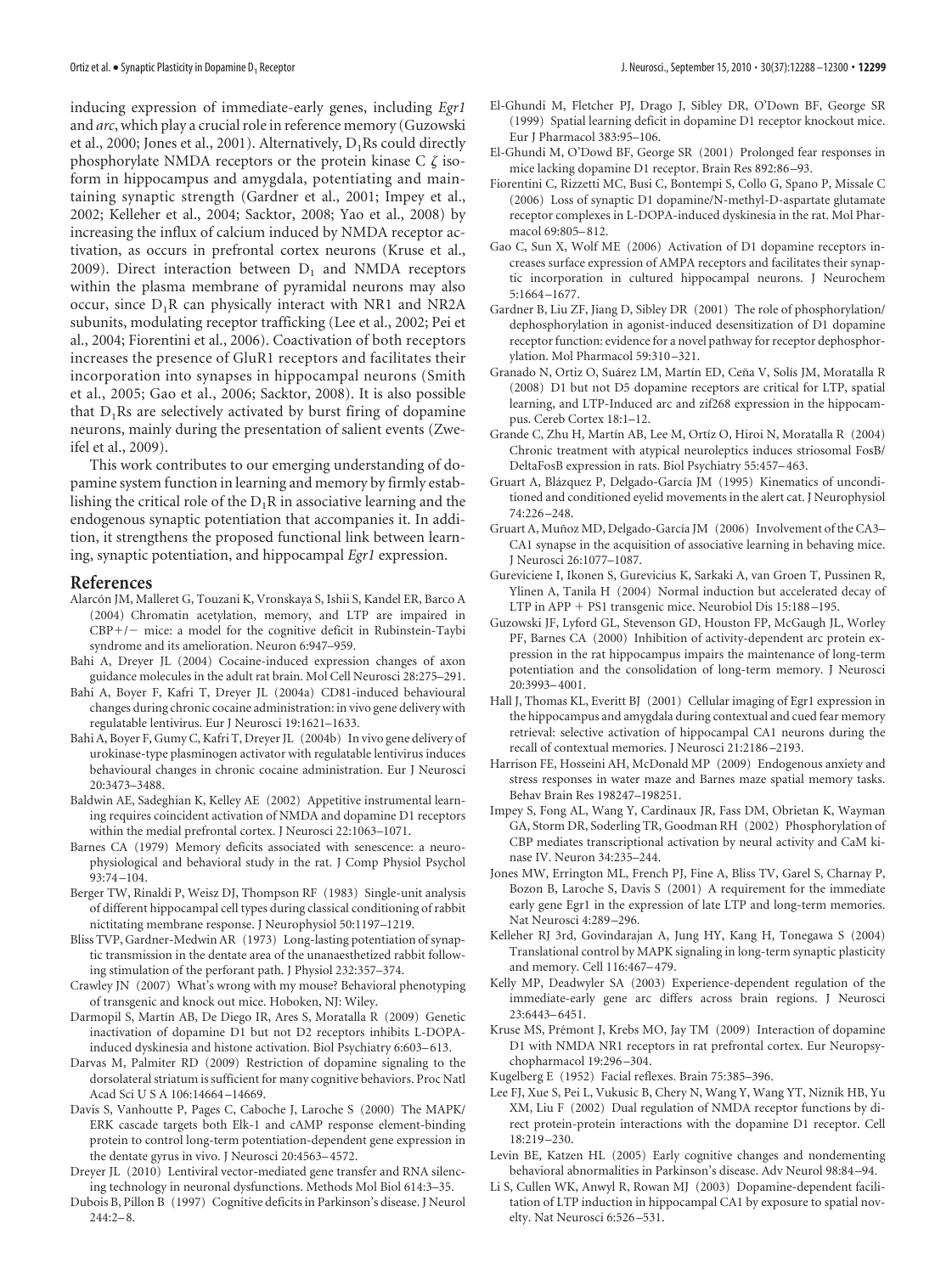inducing expression of immediate-early genes, including *Egr1* and *arc*, which play a crucial role in reference memory (Guzowski et al., 2000; Jones et al., 2001). Alternatively, $D_1$Rs could directly phosphorylate NMDA receptors or the protein kinase C ζ isoform in hippocampus and amygdala, potentiating and maintaining synaptic strength (Gardner et al., 2001; Impey et al., 2002; Kelleher et al., 2004; Sacktor, 2008; Yao et al., 2008) by increasing the influx of calcium induced by NMDA receptor activation, as occurs in prefrontal cortex neurons (Kruse et al., 2009). Direct interaction between $D_1$ and NMDA receptors within the plasma membrane of pyramidal neurons may also occur, since $D_1$R can physically interact with NR1 and NR2A subunits, modulating receptor trafficking (Lee et al., 2002; Pei et al., 2004; Fiorentini et al., 2006). Coactivation of both receptors increases the presence of GluR1 receptors and facilitates their incorporation into synapses in hippocampal neurons (Smith et al., 2005; Gao et al., 2006; Sacktor, 2008). It is also possible that $D_1$Rs are selectively activated by burst firing of dopamine neurons, mainly during the presentation of salient events (Zweifel et al., 2009).

This work contributes to our emerging understanding of dopamine system function in learning and memory by firmly establishing the critical role of the $D_1$R in associative learning and the endogenous synaptic potentiation that accompanies it. In addition, it strengthens the proposed functional link between learning, synaptic potentiation, and hippocampal *Egr1* expression.

## References

Alarcón JM, Malleret G, Touzani K, Vronskaya S, Ishii S, Kandel ER, Barco A (2004) Chromatin acetylation, memory, and LTP are impaired in CBP+/− mice: a model for the cognitive deficit in Rubinstein-Taybi syndrome and its amelioration. Neuron 6:947–959.

Bahi A, Dreyer JL (2004) Cocaine-induced expression changes of axon guidance molecules in the adult rat brain. Mol Cell Neurosci 28:275–291.

Bahi A, Boyer F, Kafri T, Dreyer JL (2004a) CD81-induced behavioural changes during chronic cocaine administration: in vivo gene delivery with regulatable lentivirus. Eur J Neurosci 19:1621–1633.

Bahi A, Boyer F, Gumy C, Kafri T, Dreyer JL (2004b) In vivo gene delivery of urokinase-type plasminogen activator with regulatable lentivirus induces behavioural changes in chronic cocaine administration. Eur J Neurosci 20:3473–3488.

Baldwin AE, Sadeghian K, Kelley AE (2002) Appetitive instrumental learning requires coincident activation of NMDA and dopamine D1 receptors within the medial prefrontal cortex. J Neurosci 22:1063–1071.

Barnes CA (1979) Memory deficits associated with senescence: a neurophysiological and behavioral study in the rat. J Comp Physiol Psychol 93:74–104.

Berger TW, Rinaldi P, Weisz DJ, Thompson RF (1983) Single-unit analysis of different hippocampal cell types during classical conditioning of rabbit nictitating membrane response. J Neurophysiol 50:1197–1219.

Bliss TVP, Gardner-Medwin AR (1973) Long-lasting potentiation of synaptic transmission in the dentate area of the unanaesthetized rabbit following stimulation of the perforant path. J Physiol 232:357–374.

Crawley JN (2007) What's wrong with my mouse? Behavioral phenotyping of transgenic and knock out mice. Hoboken, NJ: Wiley.

Darmopil S, Martín AB, De Diego IR, Ares S, Moratalla R (2009) Genetic inactivation of dopamine D1 but not D2 receptors inhibits L-DOPA-induced dyskinesia and histone activation. Biol Psychiatry 6:603–613.

Darvas M, Palmiter RD (2009) Restriction of dopamine signaling to the dorsolateral striatum is sufficient for many cognitive behaviors. Proc Natl Acad Sci U S A 106:14664–14669.

Davis S, Vanhoutte P, Pages C, Caboche J, Laroche S (2000) The MAPK/ERK cascade targets both Elk-1 and cAMP response element-binding protein to control long-term potentiation-dependent gene expression in the dentate gyrus in vivo. J Neurosci 20:4563–4572.

Dreyer JL (2010) Lentiviral vector-mediated gene transfer and RNA silencing technology in neuronal dysfunctions. Methods Mol Biol 614:3–35.

Dubois B, Pillon B (1997) Cognitive deficits in Parkinson's disease. J Neurol 244:2–8.

El-Ghundi M, Fletcher PJ, Drago J, Sibley DR, O'Down BF, George SR (1999) Spatial learning deficit in dopamine D1 receptor knockout mice. Eur J Pharmacol 383:95–106.

El-Ghundi M, O'Dowd BF, George SR (2001) Prolonged fear responses in mice lacking dopamine D1 receptor. Brain Res 892:86–93.

Fiorentini C, Rizzetti MC, Busi C, Bontempi S, Collo G, Spano P, Missale C (2006) Loss of synaptic D1 dopamine/N-methyl-D-aspartate glutamate receptor complexes in L-DOPA-induced dyskinesia in the rat. Mol Pharmacol 69:805–812.

Gao C, Sun X, Wolf ME (2006) Activation of D1 dopamine receptors increases surface expression of AMPA receptors and facilitates their synaptic incorporation in cultured hippocampal neurons. J Neurochem 5:1664–1677.

Gardner B, Liu ZF, Jiang D, Sibley DR (2001) The role of phosphorylation/dephosphorylation in agonist-induced desensitization of D1 dopamine receptor function: evidence for a novel pathway for receptor dephosphorylation. Mol Pharmacol 59:310–321.

Granado N, Ortiz O, Suárez LM, Martín ED, Ceña V, Solís JM, Moratalla R (2008) D1 but not D5 dopamine receptors are critical for LTP, spatial learning, and LTP-Induced arc and zif268 expression in the hippocampus. Cereb Cortex 18:1–12.

Grande C, Zhu H, Martín AB, Lee M, Ortíz O, Hiroi N, Moratalla R (2004) Chronic treatment with atypical neuroleptics induces striosomal FosB/DeltaFosB expression in rats. Biol Psychiatry 55:457–463.

Gruart A, Blázquez P, Delgado-García JM (1995) Kinematics of unconditioned and conditioned eyelid movements in the alert cat. J Neurophysiol 74:226–248.

Gruart A, Muñoz MD, Delgado-García JM (2006) Involvement of the CA3–CA1 synapse in the acquisition of associative learning in behaving mice. J Neurosci 26:1077–1087.

Gureviciene I, Ikonen S, Gurevicius K, Sarkaki A, van Groen T, Pussinen R, Ylinen A, Tanila H (2004) Normal induction but accelerated decay of LTP in APP + PS1 transgenic mice. Neurobiol Dis 15:188–195.

Guzowski JF, Lyford GL, Stevenson GD, Houston FP, McGaugh JL, Worley PF, Barnes CA (2000) Inhibition of activity-dependent arc protein expression in the rat hippocampus impairs the maintenance of long-term potentiation and the consolidation of long-term memory. J Neurosci 20:3993–4001.

Hall J, Thomas KL, Everitt BJ (2001) Cellular imaging of Egr1 expression in the hippocampus and amygdala during contextual and cued fear memory retrieval: selective activation of hippocampal CA1 neurons during the recall of contextual memories. J Neurosci 21:2186–2193.

Harrison FE, Hosseini AH, McDonald MP (2009) Endogenous anxiety and stress responses in water maze and Barnes maze spatial memory tasks. Behav Brain Res 198247–198251.

Impey S, Fong AL, Wang Y, Cardinaux JR, Fass DM, Obrietan K, Wayman GA, Storm DR, Soderling TR, Goodman RH (2002) Phosphorylation of CBP mediates transcriptional activation by neural activity and CaM kinase IV. Neuron 34:235–244.

Jones MW, Errington ML, French PJ, Fine A, Bliss TV, Garel S, Charnay P, Bozon B, Laroche S, Davis S (2001) A requirement for the immediate early gene Egr1 in the expression of late LTP and long-term memories. Nat Neurosci 4:289–296.

Kelleher RJ 3rd, Govindarajan A, Jung HY, Kang H, Tonegawa S (2004) Translational control by MAPK signaling in long-term synaptic plasticity and memory. Cell 116:467–479.

Kelly MP, Deadwyler SA (2003) Experience-dependent regulation of the immediate-early gene arc differs across brain regions. J Neurosci 23:6443–6451.

Kruse MS, Prémont J, Krebs MO, Jay TM (2009) Interaction of dopamine D1 with NMDA NR1 receptors in rat prefrontal cortex. Eur Neuropsychopharmacol 19:296–304.

Kugelberg E (1952) Facial reflexes. Brain 75:385–396.

Lee FJ, Xue S, Pei L, Vukusic B, Chery N, Wang Y, Wang YT, Niznik HB, Yu XM, Liu F (2002) Dual regulation of NMDA receptor functions by direct protein-protein interactions with the dopamine D1 receptor. Cell 18:219–230.

Levin BE, Katzen HL (2005) Early cognitive changes and nondementing behavioral abnormalities in Parkinson's disease. Adv Neurol 98:84–94.

Li S, Cullen WK, Anwyl R, Rowan MJ (2003) Dopamine-dependent facilitation of LTP induction in hippocampal CA1 by exposure to spatial novelty. Nat Neurosci 6:526–531.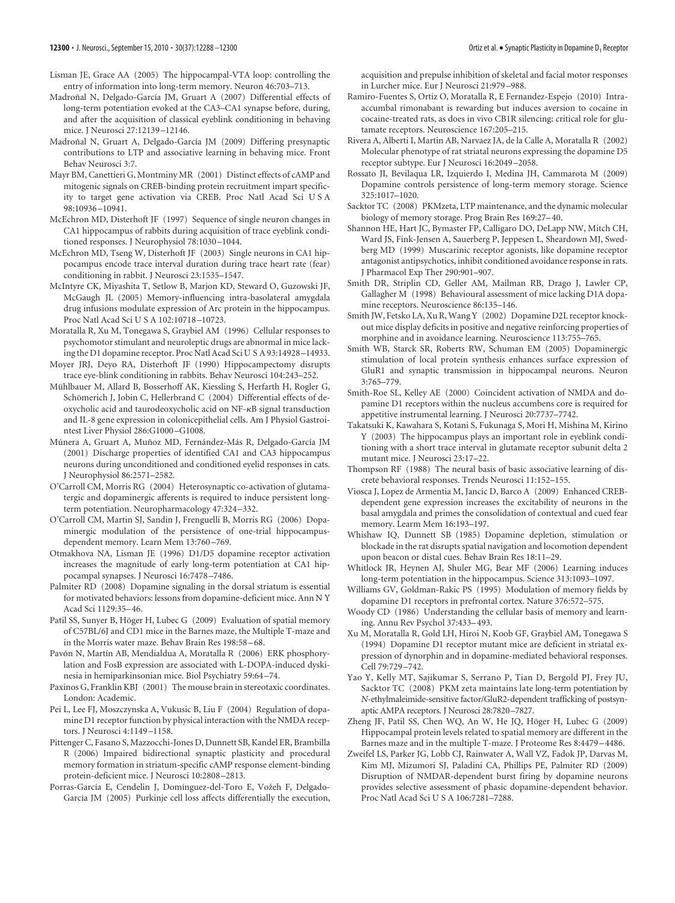Lisman JE, Grace AA (2005) The hippocampal-VTA loop: controlling the entry of information into long-term memory. Neuron 46:703–713.

Madroñal N, Delgado-García JM, Gruart A (2007) Differential effects of long-term potentiation evoked at the CA3–CA1 synapse before, during, and after the acquisition of classical eyeblink conditioning in behaving mice. J Neurosci 27:12139–12146.

Madroñal N, Gruart A, Delgado-García JM (2009) Differing presynaptic contributions to LTP and associative learning in behaving mice. Front Behav Neurosci 3:7.

Mayr BM, Canettieri G, Montminy MR (2001) Distinct effects of cAMP and mitogenic signals on CREB-binding protein recruitment impart specificity to target gene activation via CREB. Proc Natl Acad Sci U S A 98:10936–10941.

McEchron MD, Disterhoft JF (1997) Sequence of single neuron changes in CA1 hippocampus of rabbits during acquisition of trace eyeblink conditioned responses. J Neurophysiol 78:1030–1044.

McEchron MD, Tseng W, Disterhoft JF (2003) Single neurons in CA1 hippocampus encode trace interval duration during trace heart rate (fear) conditioning in rabbit. J Neurosci 23:1535–1547.

McIntyre CK, Miyashita T, Setlow B, Marjon KD, Steward O, Guzowski JF, McGaugh JL (2005) Memory-influencing intra-basolateral amygdala drug infusions modulate expression of Arc protein in the hippocampus. Proc Natl Acad Sci U S A 102:10718–10723.

Moratalla R, Xu M, Tonegawa S, Graybiel AM (1996) Cellular responses to psychomotor stimulant and neuroleptic drugs are abnormal in mice lacking the D1 dopamine receptor. Proc Natl Acad Sci U S A 93:14928–14933.

Moyer JRJ, Deyo RA, Disterhoft JF (1990) Hippocampectomy disrupts trace eye-blink conditioning in rabbits. Behav Neurosci 104:243–252.

Mühlbauer M, Allard B, Bosserhoff AK, Kiessling S, Herfarth H, Rogler G, Schömerich J, Jobin C, Hellerbrand C (2004) Differential effects of deoxycholic acid and taurodeoxycholic acid on NF-κB signal transduction and IL-8 gene expression in colonicepithelial cells. Am J Physiol Gastrointest Liver Physiol 286:G1000–G1008.

Múnera A, Gruart A, Muñoz MD, Fernández-Más R, Delgado-García JM (2001) Discharge properties of identified CA1 and CA3 hippocampus neurons during unconditioned and conditioned eyelid responses in cats. J Neurophysiol 86:2571–2582.

O'Carroll CM, Morris RG (2004) Heterosynaptic co-activation of glutamatergic and dopaminergic afferents is required to induce persistent long-term potentiation. Neuropharmacology 47:324–332.

O'Carroll CM, Martin SJ, Sandin J, Frenguelli B, Morris RG (2006) Dopaminergic modulation of the persistence of one-trial hippocampus-dependent memory. Learn Mem 13:760–769.

Otmakhova NA, Lisman JE (1996) D1/D5 dopamine receptor activation increases the magnitude of early long-term potentiation at CA1 hippocampal synapses. J Neurosci 16:7478–7486.

Palmiter RD (2008) Dopamine signaling in the dorsal striatum is essential for motivated behaviors: lessons from dopamine-deficient mice. Ann N Y Acad Sci 1129:35–46.

Patil SS, Sunyer B, Höger H, Lubec G (2009) Evaluation of spatial memory of C57BL/6J and CD1 mice in the Barnes maze, the Multiple T-maze and in the Morris water maze. Behav Brain Res 198:58–68.

Pavón N, Martín AB, Mendialdua A, Moratalla R (2006) ERK phosphorylation and FosB expression are associated with L-DOPA-induced dyskinesia in hemiparkinsonian mice. Biol Psychiatry 59:64–74.

Paxinos G, Franklin KBJ (2001) The mouse brain in stereotaxic coordinates. London: Academic.

Pei L, Lee FJ, Moszczynska A, Vukusic B, Liu F (2004) Regulation of dopamine D1 receptor function by physical interaction with the NMDA receptors. J Neurosci 4:1149–1158.

Pittenger C, Fasano S, Mazzocchi-Jones D, Dunnett SB, Kandel ER, Brambilla R (2006) Impaired bidirectional synaptic plasticity and procedural memory formation in striatum-specific cAMP response element-binding protein-deficient mice. J Neurosci 10:2808–2813.

Porras-García E, Cendelin J, Domínguez-del-Toro E, Vožeh F, Delgado-García JM (2005) Purkinje cell loss affects differentially the execution, acquisition and prepulse inhibition of skeletal and facial motor responses in Lurcher mice. Eur J Neurosci 21:979–988.

Ramiro-Fuentes S, Ortiz O, Moratalla R, E Fernandez-Espejo (2010) Intra-accumbal rimonabant is rewarding but induces aversion to cocaine in cocaine-treated rats, as does in vivo CB1R silencing: critical role for glutamate receptors. Neuroscience 167:205–215.

Rivera A, Alberti I, Martin AB, Narvaez JA, de la Calle A, Moratalla R (2002) Molecular phenotype of rat striatal neurons expressing the dopamine D5 receptor subtype. Eur J Neurosci 16:2049–2058.

Rossato JI, Bevilaqua LR, Izquierdo I, Medina JH, Cammarota M (2009) Dopamine controls persistence of long-term memory storage. Science 325:1017–1020.

Sacktor TC (2008) PKMzeta, LTP maintenance, and the dynamic molecular biology of memory storage. Prog Brain Res 169:27–40.

Shannon HE, Hart JC, Bymaster FP, Calligaro DO, DeLapp NW, Mitch CH, Ward JS, Fink-Jensen A, Sauerberg P, Jeppesen L, Sheardown MJ, Swedberg MD (1999) Muscarinic receptor agonists, like dopamine receptor antagonist antipsychotics, inhibit conditioned avoidance response in rats. J Pharmacol Exp Ther 290:901–907.

Smith DR, Striplin CD, Geller AM, Mailman RB, Drago J, Lawler CP, Gallagher M (1998) Behavioural assessment of mice lacking D1A dopamine receptors. Neuroscience 86:135–146.

Smith JW, Fetsko LA, Xu R, Wang Y (2002) Dopamine D2L receptor knockout mice display deficits in positive and negative reinforcing properties of morphine and in avoidance learning. Neuroscience 113:755–765.

Smith WB, Starck SR, Roberts RW, Schuman EM (2005) Dopaminergic stimulation of local protein synthesis enhances surface expression of GluR1 and synaptic transmission in hippocampal neurons. Neuron 3:765–779.

Smith-Roe SL, Kelley AE (2000) Coincident activation of NMDA and dopamine D1 receptors within the nucleus accumbens core is required for appetitive instrumental learning. J Neurosci 20:7737–7742.

Takatsuki K, Kawahara S, Kotani S, Fukunaga S, Mori H, Mishina M, Kirino Y (2003) The hippocampus plays an important role in eyeblink conditioning with a short trace interval in glutamate receptor subunit delta 2 mutant mice. J Neurosci 23:17–22.

Thompson RF (1988) The neural basis of basic associative learning of discrete behavioral responses. Trends Neurosci 11:152–155.

Viosca J, Lopez de Armentia M, Jancic D, Barco A (2009) Enhanced CREB-dependent gene expression increases the excitability of neurons in the basal amygdala and primes the consolidation of contextual and cued fear memory. Learn Mem 16:193–197.

Whishaw IQ, Dunnett SB (1985) Dopamine depletion, stimulation or blockade in the rat disrupts spatial navigation and locomotion dependent upon beacon or distal cues. Behav Brain Res 18:11–29.

Whitlock JR, Heynen AJ, Shuler MG, Bear MF (2006) Learning induces long-term potentiation in the hippocampus. Science 313:1093–1097.

Williams GV, Goldman-Rakic PS (1995) Modulation of memory fields by dopamine D1 receptors in prefrontal cortex. Nature 376:572–575.

Woody CD (1986) Understanding the cellular basis of memory and learning. Annu Rev Psychol 37:433–493.

Xu M, Moratalla R, Gold LH, Hiroi N, Koob GF, Graybiel AM, Tonegawa S (1994) Dopamine D1 receptor mutant mice are deficient in striatal expression of dynorphin and in dopamine-mediated behavioral responses. Cell 79:729–742.

Yao Y, Kelly MT, Sajikumar S, Serrano P, Tian D, Bergold PJ, Frey JU, Sacktor TC (2008) PKM zeta maintains late long-term potentiation by *N*-ethylmaleimide-sensitive factor/GluR2-dependent trafficking of postsynaptic AMPA receptors. J Neurosci 28:7820–7827.

Zheng JF, Patil SS, Chen WQ, An W, He JQ, Höger H, Lubec G (2009) Hippocampal protein levels related to spatial memory are different in the Barnes maze and in the multiple T-maze. J Proteome Res 8:4479–4486.

Zweifel LS, Parker JG, Lobb CJ, Rainwater A, Wall VZ, Fadok JP, Darvas M, Kim MJ, Mizumori SJ, Paladini CA, Phillips PE, Palmiter RD (2009) Disruption of NMDAR-dependent burst firing by dopamine neurons provides selective assessment of phasic dopamine-dependent behavior. Proc Natl Acad Sci U S A 106:7281–7288.